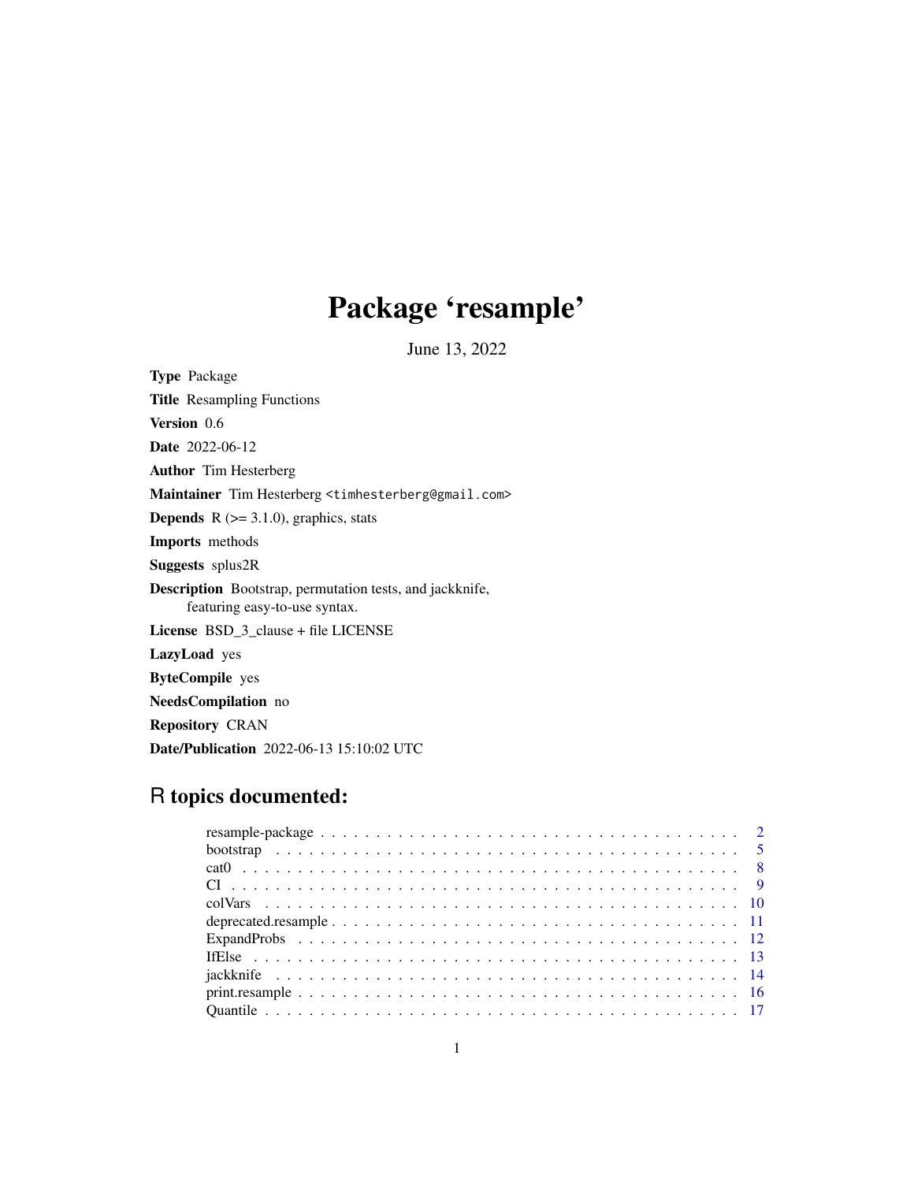# Package 'resample'

June 13, 2022

**Type** Package

**Title** Resampling Functions

**Version** 0.6

**Date** 2022-06-12

**Author** Tim Hesterberg

**Maintainer** Tim Hesterberg <timhesterberg@gmail.com>

**Depends** R (>= 3.1.0), graphics, stats

**Imports** methods

**Suggests** splus2R

**Description** Bootstrap, permutation tests, and jackknife, featuring easy-to-use syntax.

**License** BSD_3_clause + file LICENSE

**LazyLoad** yes

**ByteCompile** yes

**NeedsCompilation** no

**Repository** CRAN

**Date/Publication** 2022-06-13 15:10:02 UTC

## R topics documented:

- resample-package . . . . . . . . . . . . . . . . . . . . . . . . . . . . . . . . . . . 2
- bootstrap . . . . . . . . . . . . . . . . . . . . . . . . . . . . . . . . . . . . . . . . 5
- cat0 . . . . . . . . . . . . . . . . . . . . . . . . . . . . . . . . . . . . . . . . . . 8
- CI . . . . . . . . . . . . . . . . . . . . . . . . . . . . . . . . . . . . . . . . . . . 9
- colVars . . . . . . . . . . . . . . . . . . . . . . . . . . . . . . . . . . . . . . . . 10
- deprecated.resample . . . . . . . . . . . . . . . . . . . . . . . . . . . . . . . . . 11
- ExpandProbs . . . . . . . . . . . . . . . . . . . . . . . . . . . . . . . . . . . . . 12
- IfElse . . . . . . . . . . . . . . . . . . . . . . . . . . . . . . . . . . . . . . . . 13
- jackknife . . . . . . . . . . . . . . . . . . . . . . . . . . . . . . . . . . . . . . . 14
- print.resample . . . . . . . . . . . . . . . . . . . . . . . . . . . . . . . . . . . . 16
- Quantile . . . . . . . . . . . . . . . . . . . . . . . . . . . . . . . . . . . . . . . 17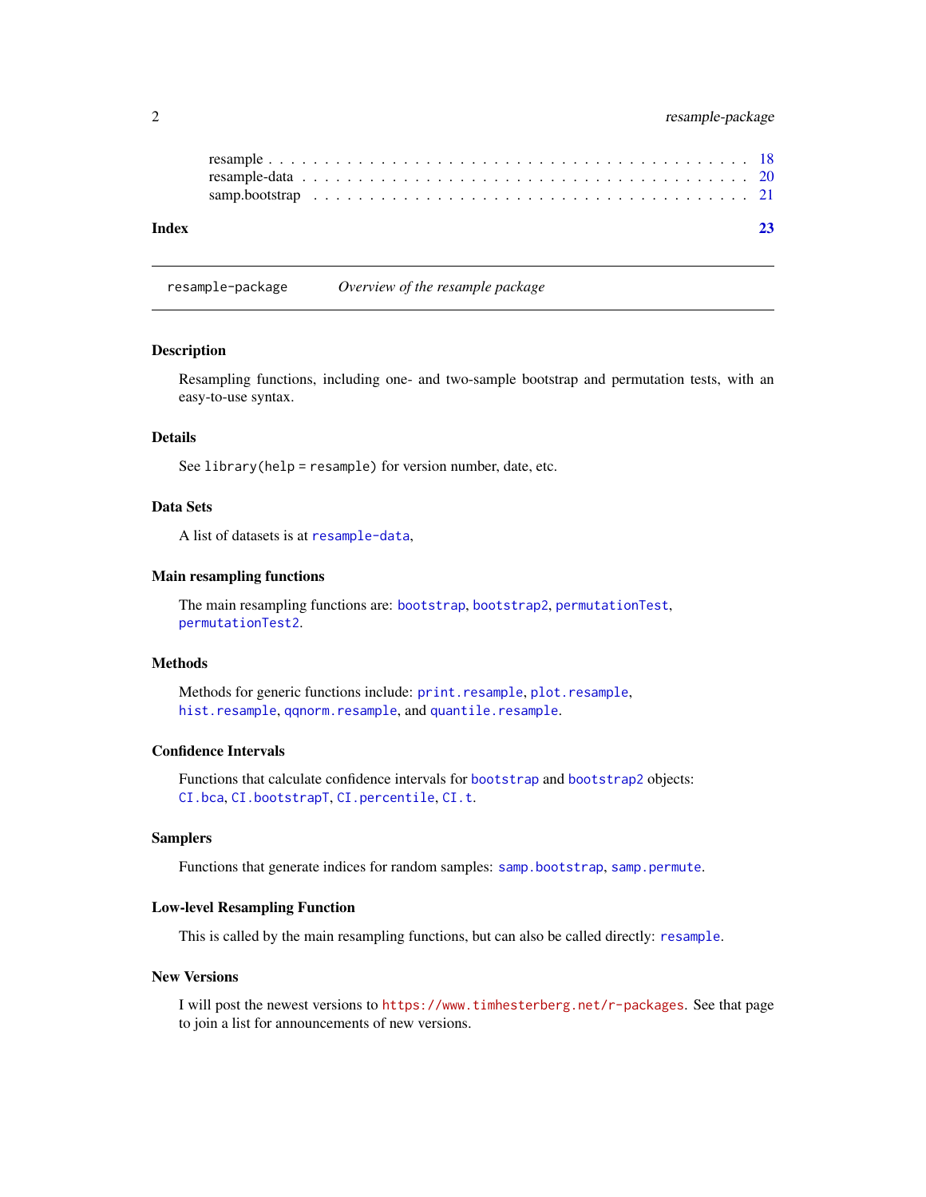resample . . . . . . . . . . . . . . . . . . . . . . . . . . . . . . . . . . . . . . . . 18
resample-data . . . . . . . . . . . . . . . . . . . . . . . . . . . . . . . . . . . . . . 20
samp.bootstrap . . . . . . . . . . . . . . . . . . . . . . . . . . . . . . . . . . . . . 21

**Index** **23**

---

`resample-package` *Overview of the resample package*

---

## Description

Resampling functions, including one- and two-sample bootstrap and permutation tests, with an easy-to-use syntax.

## Details

See `library(help = resample)` for version number, date, etc.

## Data Sets

A list of datasets is at `resample-data`,

## Main resampling functions

The main resampling functions are: `bootstrap`, `bootstrap2`, `permutationTest`, `permutationTest2`.

## Methods

Methods for generic functions include: `print.resample`, `plot.resample`, `hist.resample`, `qqnorm.resample`, and `quantile.resample`.

## Confidence Intervals

Functions that calculate confidence intervals for `bootstrap` and `bootstrap2` objects: `CI.bca`, `CI.bootstrapT`, `CI.percentile`, `CI.t`.

## Samplers

Functions that generate indices for random samples: `samp.bootstrap`, `samp.permute`.

## Low-level Resampling Function

This is called by the main resampling functions, but can also be called directly: `resample`.

## New Versions

I will post the newest versions to `https://www.timhesterberg.net/r-packages`. See that page to join a list for announcements of new versions.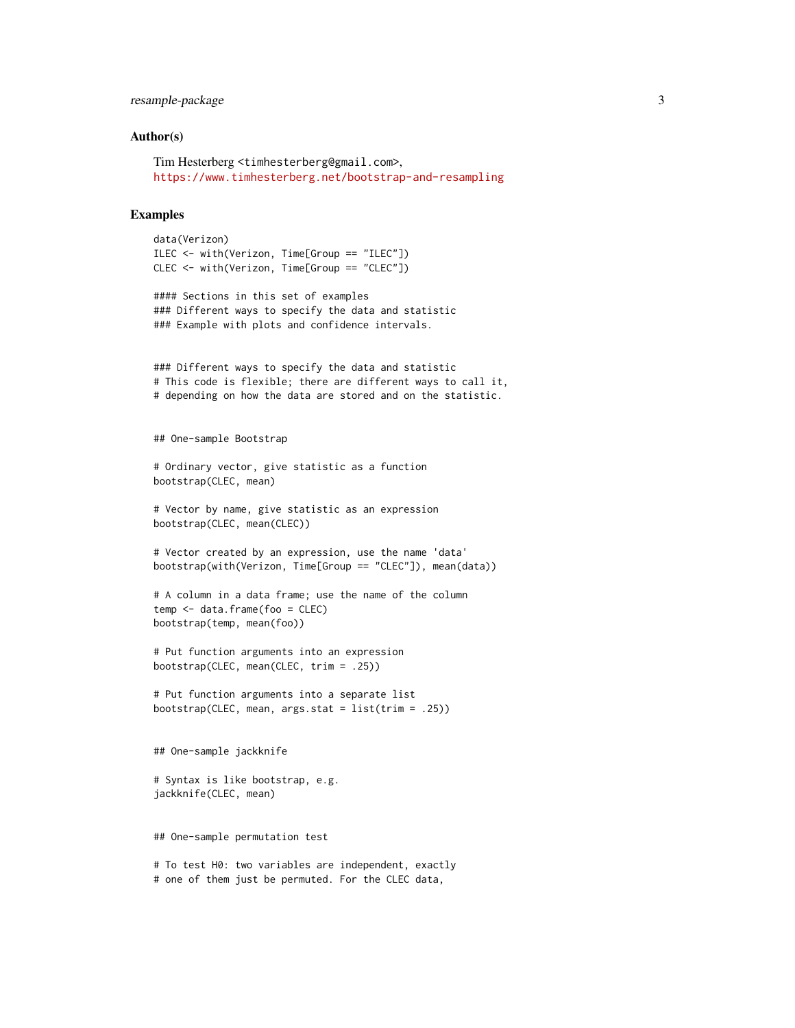## Author(s)

Tim Hesterberg <timhesterberg@gmail.com>,
https://www.timhesterberg.net/bootstrap-and-resampling

## Examples

```
data(Verizon)
ILEC <- with(Verizon, Time[Group == "ILEC"])
CLEC <- with(Verizon, Time[Group == "CLEC"])

#### Sections in this set of examples
### Different ways to specify the data and statistic
### Example with plots and confidence intervals.


### Different ways to specify the data and statistic
# This code is flexible; there are different ways to call it,
# depending on how the data are stored and on the statistic.


## One-sample Bootstrap

# Ordinary vector, give statistic as a function
bootstrap(CLEC, mean)

# Vector by name, give statistic as an expression
bootstrap(CLEC, mean(CLEC))

# Vector created by an expression, use the name 'data'
bootstrap(with(Verizon, Time[Group == "CLEC"]), mean(data))

# A column in a data frame; use the name of the column
temp <- data.frame(foo = CLEC)
bootstrap(temp, mean(foo))

# Put function arguments into an expression
bootstrap(CLEC, mean(CLEC, trim = .25))

# Put function arguments into a separate list
bootstrap(CLEC, mean, args.stat = list(trim = .25))


## One-sample jackknife

# Syntax is like bootstrap, e.g.
jackknife(CLEC, mean)


## One-sample permutation test

# To test H0: two variables are independent, exactly
# one of them just be permuted. For the CLEC data,
```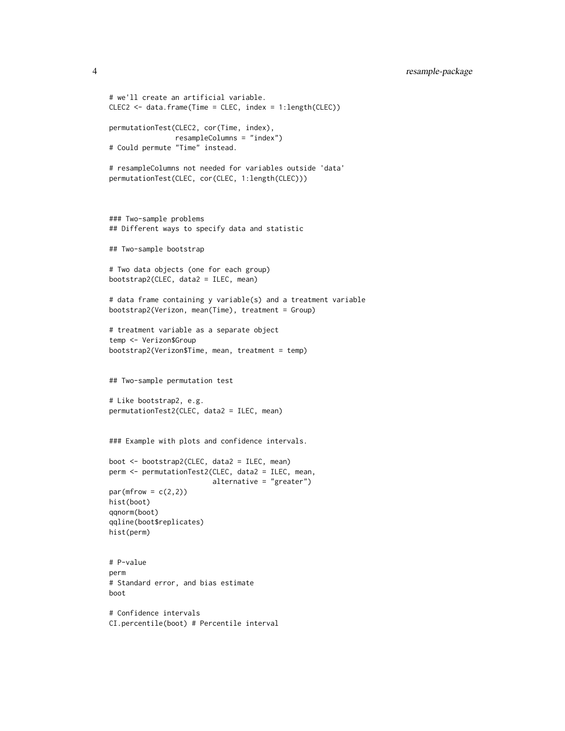```
# we'll create an artificial variable.
CLEC2 <- data.frame(Time = CLEC, index = 1:length(CLEC))

permutationTest(CLEC2, cor(Time, index),
                resampleColumns = "index")
# Could permute "Time" instead.

# resampleColumns not needed for variables outside 'data'
permutationTest(CLEC, cor(CLEC, 1:length(CLEC)))



### Two-sample problems
## Different ways to specify data and statistic

## Two-sample bootstrap

# Two data objects (one for each group)
bootstrap2(CLEC, data2 = ILEC, mean)

# data frame containing y variable(s) and a treatment variable
bootstrap2(Verizon, mean(Time), treatment = Group)

# treatment variable as a separate object
temp <- Verizon$Group
bootstrap2(Verizon$Time, mean, treatment = temp)


## Two-sample permutation test

# Like bootstrap2, e.g.
permutationTest2(CLEC, data2 = ILEC, mean)


### Example with plots and confidence intervals.

boot <- bootstrap2(CLEC, data2 = ILEC, mean)
perm <- permutationTest2(CLEC, data2 = ILEC, mean,
                         alternative = "greater")
par(mfrow = c(2,2))
hist(boot)
qqnorm(boot)
qqline(boot$replicates)
hist(perm)


# P-value
perm
# Standard error, and bias estimate
boot

# Confidence intervals
CI.percentile(boot) # Percentile interval
```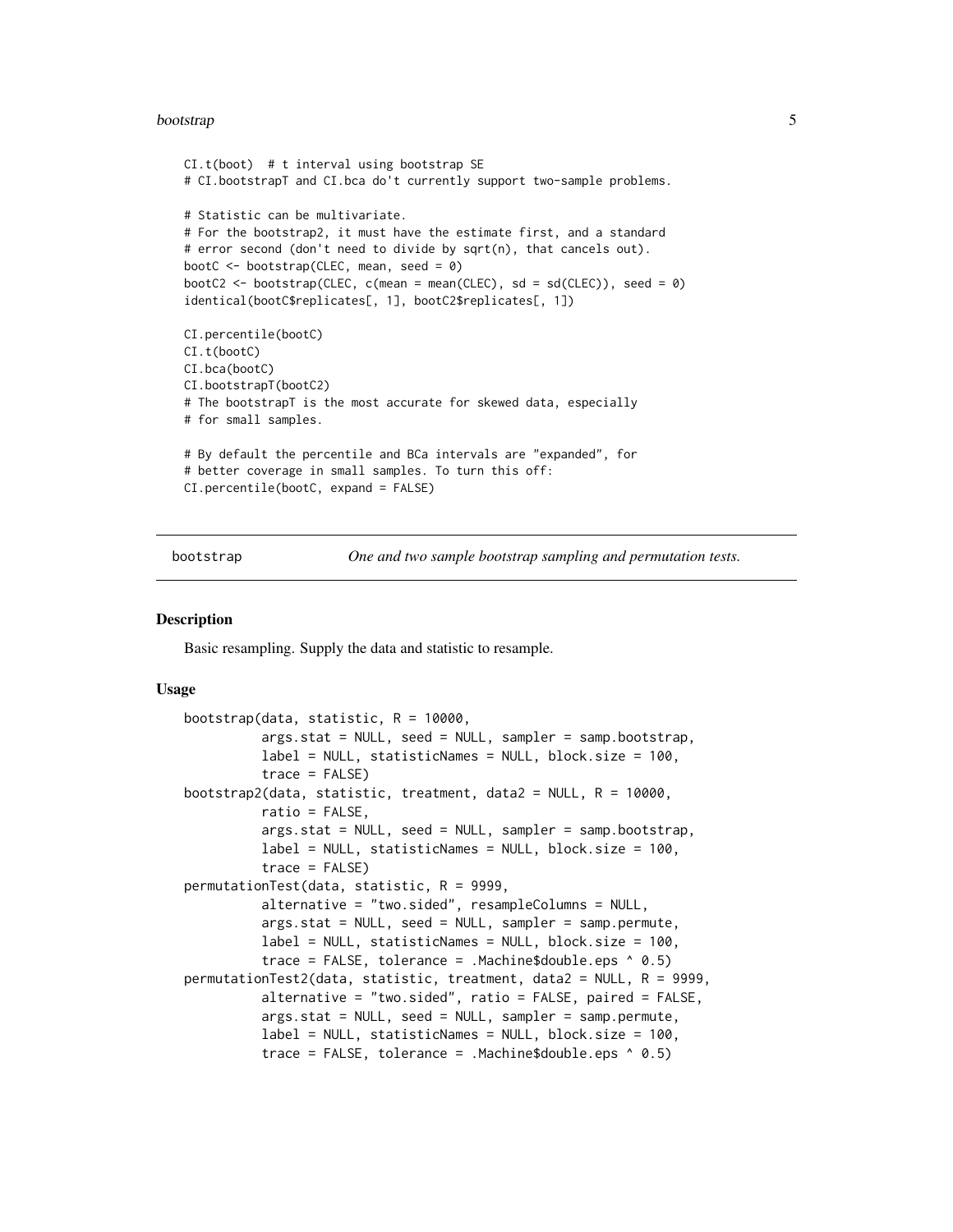```
CI.t(boot)  # t interval using bootstrap SE
# CI.bootstrapT and CI.bca do't currently support two-sample problems.

# Statistic can be multivariate.
# For the bootstrap2, it must have the estimate first, and a standard
# error second (don't need to divide by sqrt(n), that cancels out).
bootC <- bootstrap(CLEC, mean, seed = 0)
bootC2 <- bootstrap(CLEC, c(mean = mean(CLEC), sd = sd(CLEC)), seed = 0)
identical(bootC$replicates[, 1], bootC2$replicates[, 1])

CI.percentile(bootC)
CI.t(bootC)
CI.bca(bootC)
CI.bootstrapT(bootC2)
# The bootstrapT is the most accurate for skewed data, especially
# for small samples.

# By default the percentile and BCa intervals are "expanded", for
# better coverage in small samples. To turn this off:
CI.percentile(bootC, expand = FALSE)
```

---

`bootstrap` *One and two sample bootstrap sampling and permutation tests.*

---

## Description

Basic resampling. Supply the data and statistic to resample.

## Usage

```
bootstrap(data, statistic, R = 10000,
          args.stat = NULL, seed = NULL, sampler = samp.bootstrap,
          label = NULL, statisticNames = NULL, block.size = 100,
          trace = FALSE)
bootstrap2(data, statistic, treatment, data2 = NULL, R = 10000,
          ratio = FALSE,
          args.stat = NULL, seed = NULL, sampler = samp.bootstrap,
          label = NULL, statisticNames = NULL, block.size = 100,
          trace = FALSE)
permutationTest(data, statistic, R = 9999,
          alternative = "two.sided", resampleColumns = NULL,
          args.stat = NULL, seed = NULL, sampler = samp.permute,
          label = NULL, statisticNames = NULL, block.size = 100,
          trace = FALSE, tolerance = .Machine$double.eps ^ 0.5)
permutationTest2(data, statistic, treatment, data2 = NULL, R = 9999,
          alternative = "two.sided", ratio = FALSE, paired = FALSE,
          args.stat = NULL, seed = NULL, sampler = samp.permute,
          label = NULL, statisticNames = NULL, block.size = 100,
          trace = FALSE, tolerance = .Machine$double.eps ^ 0.5)
```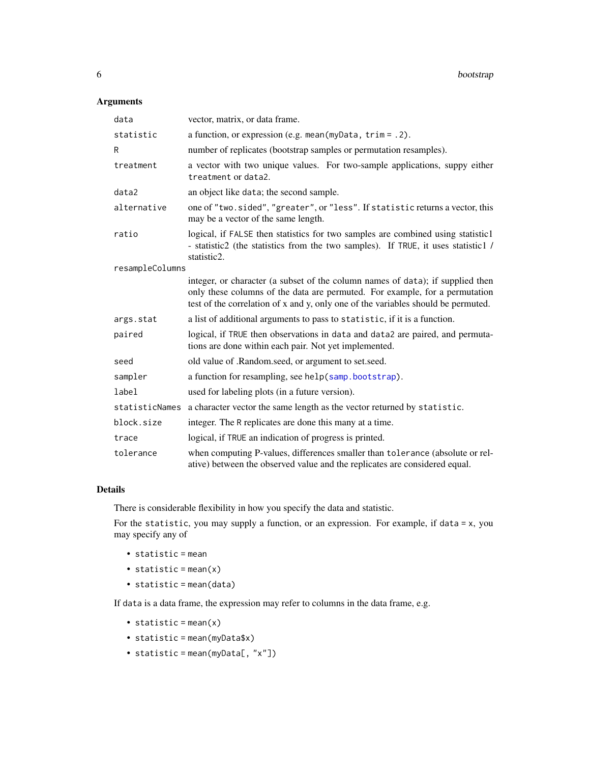### Arguments

| | |
|---|---|
| `data` | vector, matrix, or data frame. |
| `statistic` | a function, or expression (e.g. `mean(myData, trim = .2)`. |
| `R` | number of replicates (bootstrap samples or permutation resamples). |
| `treatment` | a vector with two unique values. For two-sample applications, suppy either `treatment` or `data2`. |
| `data2` | an object like `data`; the second sample. |
| `alternative` | one of `"two.sided"`, `"greater"`, or `"less"`. If `statistic` returns a vector, this may be a vector of the same length. |
| `ratio` | logical, if `FALSE` then statistics for two samples are combined using statistic1 - statistic2 (the statistics from the two samples). If `TRUE`, it uses statistic1 / statistic2. |
| `resampleColumns` | integer, or character (a subset of the column names of `data`); if supplied then only these columns of the data are permuted. For example, for a permutation test of the correlation of x and y, only one of the variables should be permuted. |
| `args.stat` | a list of additional arguments to pass to `statistic`, if it is a function. |
| `paired` | logical, if `TRUE` then observations in `data` and `data2` are paired, and permutations are done within each pair. Not yet implemented. |
| `seed` | old value of .Random.seed, or argument to set.seed. |
| `sampler` | a function for resampling, see `help(samp.bootstrap)`. |
| `label` | used for labeling plots (in a future version). |
| `statisticNames` | a character vector the same length as the vector returned by `statistic`. |
| `block.size` | integer. The `R` replicates are done this many at a time. |
| `trace` | logical, if `TRUE` an indication of progress is printed. |
| `tolerance` | when computing P-values, differences smaller than `tolerance` (absolute or relative) between the observed value and the replicates are considered equal. |

### Details

There is considerable flexibility in how you specify the data and statistic.

For the `statistic`, you may supply a function, or an expression. For example, if `data = x`, you may specify any of

- `statistic = mean`
- `statistic = mean(x)`
- `statistic = mean(data)`

If `data` is a data frame, the expression may refer to columns in the data frame, e.g.

- `statistic = mean(x)`
- `statistic = mean(myData$x)`
- `statistic = mean(myData[, "x"])`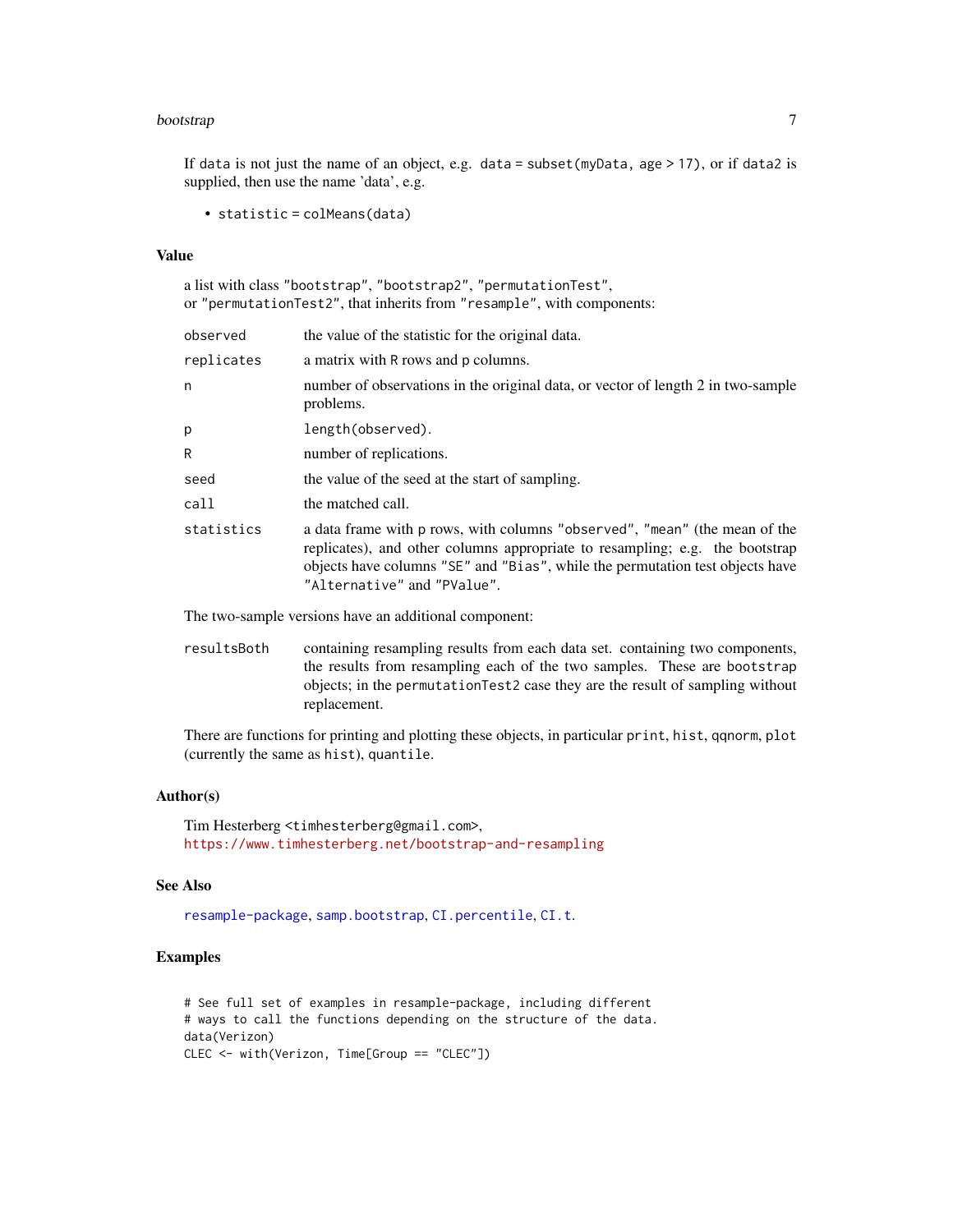If `data` is not just the name of an object, e.g. `data = subset(myData, age > 17)`, or if `data2` is supplied, then use the name 'data', e.g.

- `statistic = colMeans(data)`

### Value

a list with class `"bootstrap"`, `"bootstrap2"`, `"permutationTest"`, or `"permutationTest2"`, that inherits from `"resample"`, with components:

| | |
|---|---|
| `observed` | the value of the statistic for the original data. |
| `replicates` | a matrix with `R` rows and `p` columns. |
| `n` | number of observations in the original data, or vector of length 2 in two-sample problems. |
| `p` | `length(observed)`. |
| `R` | number of replications. |
| `seed` | the value of the seed at the start of sampling. |
| `call` | the matched call. |
| `statistics` | a data frame with `p` rows, with columns `"observed"`, `"mean"` (the mean of the replicates), and other columns appropriate to resampling; e.g. the bootstrap objects have columns `"SE"` and `"Bias"`, while the permutation test objects have `"Alternative"` and `"PValue"`. |

The two-sample versions have an additional component:

| | |
|---|---|
| `resultsBoth` | containing resampling results from each data set. containing two components, the results from resampling each of the two samples. These are `bootstrap` objects; in the `permutationTest2` case they are the result of sampling without replacement. |

There are functions for printing and plotting these objects, in particular `print`, `hist`, `qqnorm`, `plot` (currently the same as `hist`), `quantile`.

### Author(s)

Tim Hesterberg <timhesterberg@gmail.com>,
https://www.timhesterberg.net/bootstrap-and-resampling

### See Also

`resample-package`, `samp.bootstrap`, `CI.percentile`, `CI.t`.

### Examples

```
# See full set of examples in resample-package, including different
# ways to call the functions depending on the structure of the data.
data(Verizon)
CLEC <- with(Verizon, Time[Group == "CLEC"])
```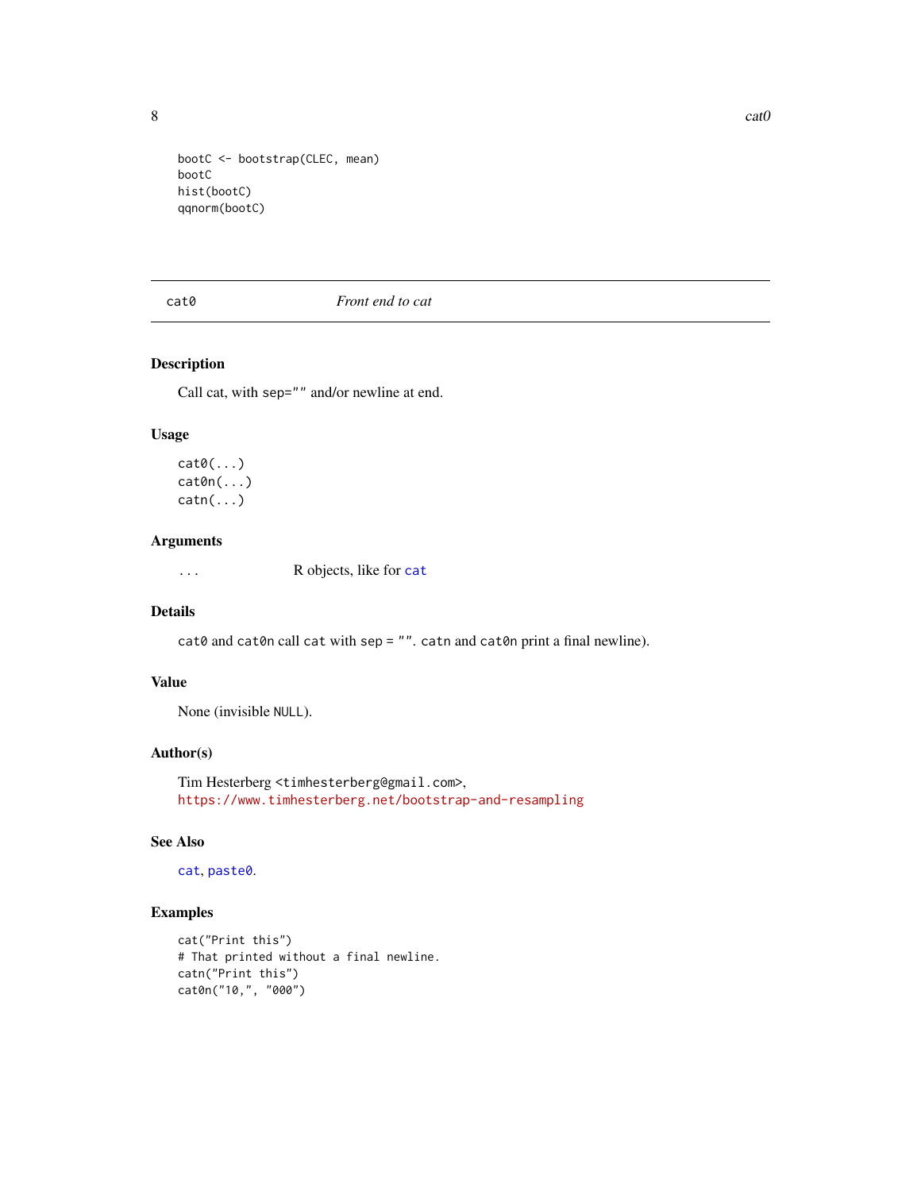```
bootC <- bootstrap(CLEC, mean)
bootC
hist(bootC)
qqnorm(bootC)
```

## cat0 — *Front end to cat*

### Description

Call cat, with sep="" and/or newline at end.

### Usage

```
cat0(...)
cat0n(...)
catn(...)
```

### Arguments

| | |
|---|---|
| ... | R objects, like for cat |

### Details

`cat0` and `cat0n` call `cat` with `sep = ""`. `catn` and `cat0n` print a final newline).

### Value

None (invisible `NULL`).

### Author(s)

Tim Hesterberg <timhesterberg@gmail.com>,
https://www.timhesterberg.net/bootstrap-and-resampling

### See Also

`cat`, `paste0`.

### Examples

```
cat("Print this")
# That printed without a final newline.
catn("Print this")
cat0n("10,", "000")
```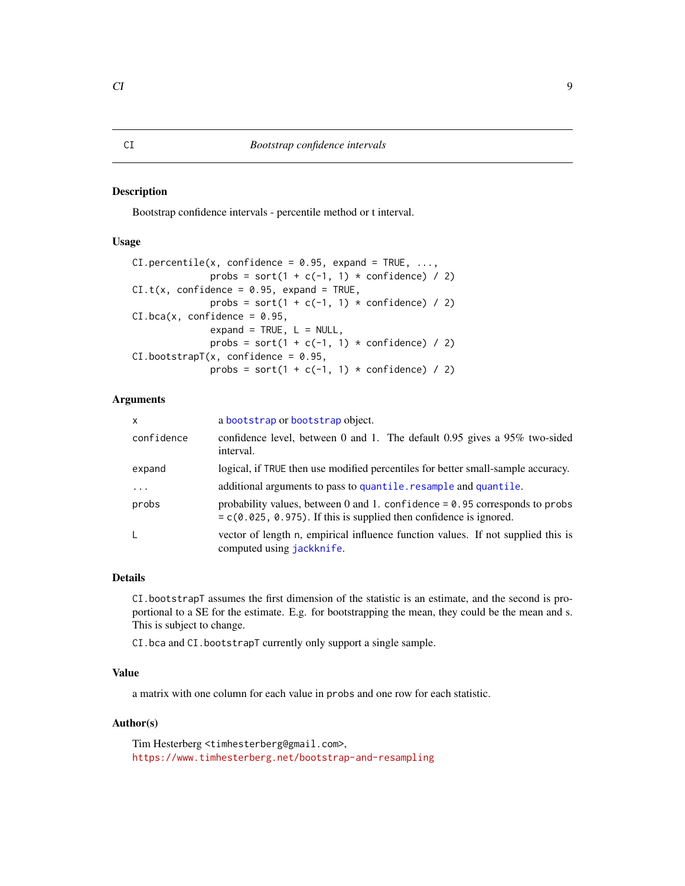## CI — *Bootstrap confidence intervals*

### Description

Bootstrap confidence intervals - percentile method or t interval.

### Usage

```
CI.percentile(x, confidence = 0.95, expand = TRUE, ...,
              probs = sort(1 + c(-1, 1) * confidence) / 2)
CI.t(x, confidence = 0.95, expand = TRUE,
              probs = sort(1 + c(-1, 1) * confidence) / 2)
CI.bca(x, confidence = 0.95,
              expand = TRUE, L = NULL,
              probs = sort(1 + c(-1, 1) * confidence) / 2)
CI.bootstrapT(x, confidence = 0.95,
              probs = sort(1 + c(-1, 1) * confidence) / 2)
```

### Arguments

| | |
|---|---|
| `x` | a `bootstrap` or `bootstrap` object. |
| `confidence` | confidence level, between 0 and 1. The default 0.95 gives a 95% two-sided interval. |
| `expand` | logical, if `TRUE` then use modified percentiles for better small-sample accuracy. |
| `...` | additional arguments to pass to `quantile.resample` and `quantile`. |
| `probs` | probability values, between 0 and 1. `confidence = 0.95` corresponds to `probs = c(0.025, 0.975)`. If this is supplied then confidence is ignored. |
| `L` | vector of length `n`, empirical influence function values. If not supplied this is computed using `jackknife`. |

### Details

`CI.bootstrapT` assumes the first dimension of the statistic is an estimate, and the second is proportional to a SE for the estimate. E.g. for bootstrapping the mean, they could be the mean and s. This is subject to change.

`CI.bca` and `CI.bootstrapT` currently only support a single sample.

### Value

a matrix with one column for each value in `probs` and one row for each statistic.

### Author(s)

Tim Hesterberg <timhesterberg@gmail.com>,
https://www.timhesterberg.net/bootstrap-and-resampling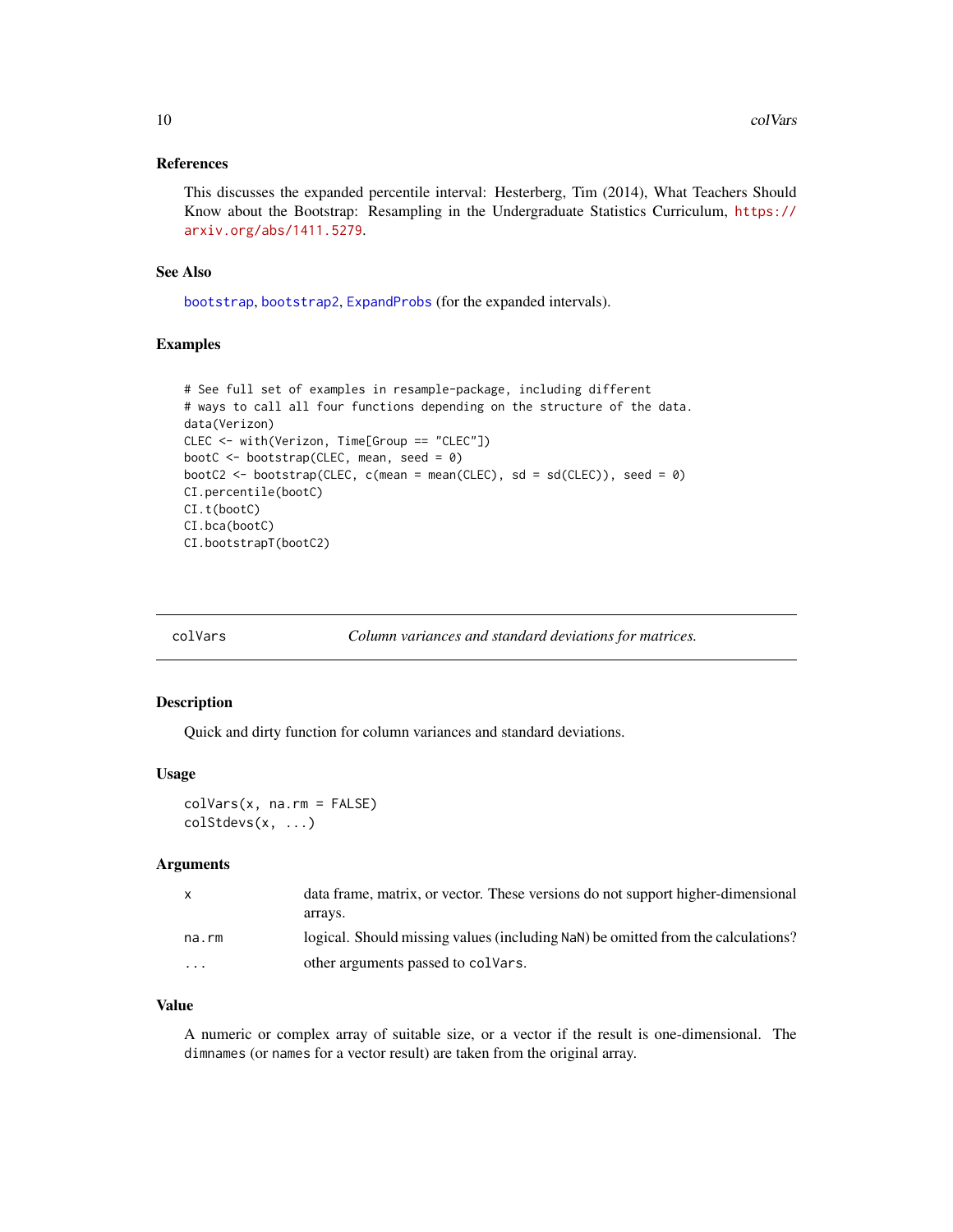### References

This discusses the expanded percentile interval: Hesterberg, Tim (2014), What Teachers Should Know about the Bootstrap: Resampling in the Undergraduate Statistics Curriculum, https://arxiv.org/abs/1411.5279.

### See Also

`bootstrap`, `bootstrap2`, `ExpandProbs` (for the expanded intervals).

### Examples

```
# See full set of examples in resample-package, including different
# ways to call all four functions depending on the structure of the data.
data(Verizon)
CLEC <- with(Verizon, Time[Group == "CLEC"])
bootC <- bootstrap(CLEC, mean, seed = 0)
bootC2 <- bootstrap(CLEC, c(mean = mean(CLEC), sd = sd(CLEC)), seed = 0)
CI.percentile(bootC)
CI.t(bootC)
CI.bca(bootC)
CI.bootstrapT(bootC2)
```

---

## colVars — *Column variances and standard deviations for matrices.*

### Description

Quick and dirty function for column variances and standard deviations.

### Usage

```
colVars(x, na.rm = FALSE)
colStdevs(x, ...)
```

### Arguments

| | |
|---|---|
| `x` | data frame, matrix, or vector. These versions do not support higher-dimensional arrays. |
| `na.rm` | logical. Should missing values (including `NaN`) be omitted from the calculations? |
| `...` | other arguments passed to `colVars`. |

### Value

A numeric or complex array of suitable size, or a vector if the result is one-dimensional. The `dimnames` (or `names` for a vector result) are taken from the original array.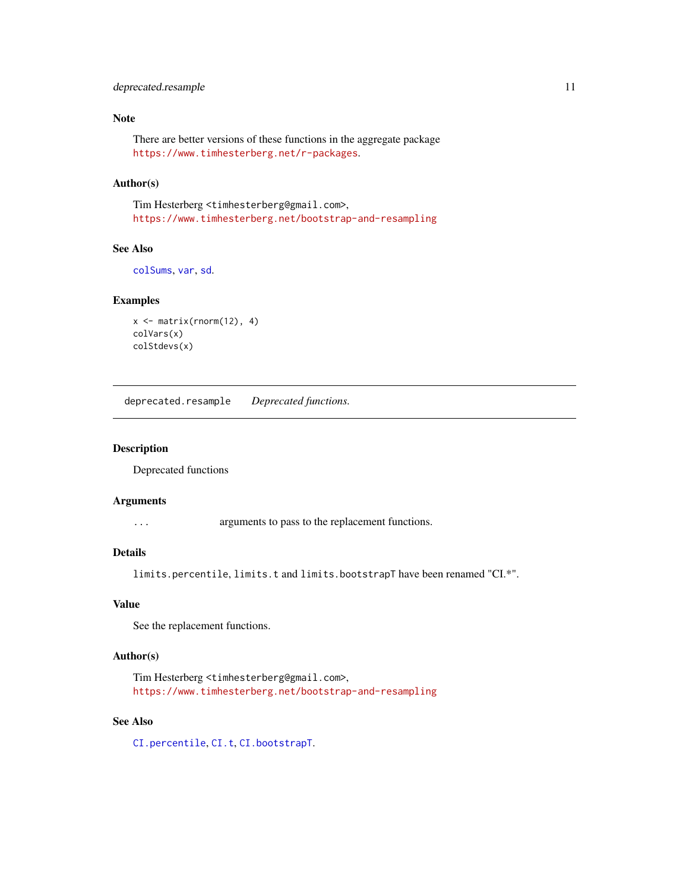### Note

There are better versions of these functions in the aggregate package https://www.timhesterberg.net/r-packages.

### Author(s)

Tim Hesterberg <timhesterberg@gmail.com>,
https://www.timhesterberg.net/bootstrap-and-resampling

### See Also

colSums, var, sd.

### Examples

```
x <- matrix(rnorm(12), 4)
colVars(x)
colStdevs(x)
```

---

## deprecated.resample    *Deprecated functions.*

---

### Description

Deprecated functions

### Arguments

`...`    arguments to pass to the replacement functions.

### Details

`limits.percentile`, `limits.t` and `limits.bootstrapT` have been renamed "CI.*".

### Value

See the replacement functions.

### Author(s)

Tim Hesterberg <timhesterberg@gmail.com>,
https://www.timhesterberg.net/bootstrap-and-resampling

### See Also

CI.percentile, CI.t, CI.bootstrapT.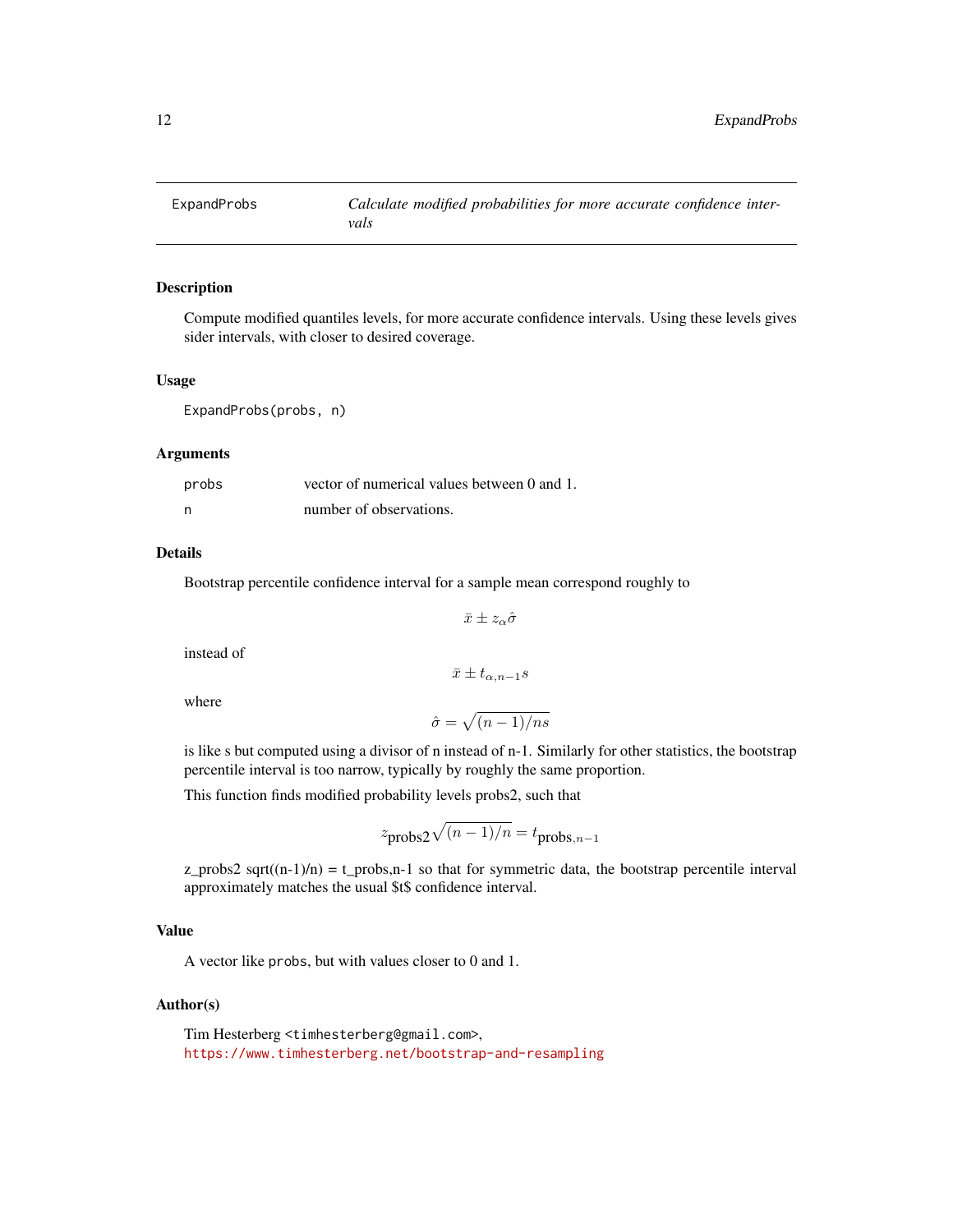| ExpandProbs | *Calculate modified probabilities for more accurate confidence intervals* |
|---|---|

## Description

Compute modified quantiles levels, for more accurate confidence intervals. Using these levels gives sider intervals, with closer to desired coverage.

## Usage

```
ExpandProbs(probs, n)
```

## Arguments

| | |
|---|---|
| probs | vector of numerical values between 0 and 1. |
| n | number of observations. |

## Details

Bootstrap percentile confidence interval for a sample mean correspond roughly to

$$\bar{x} \pm z_\alpha \hat{\sigma}$$

instead of

$$\bar{x} \pm t_{\alpha,n-1} s$$

where

$$\hat{\sigma} = \sqrt{(n-1)/n s}$$

is like s but computed using a divisor of n instead of n-1. Similarly for other statistics, the bootstrap percentile interval is too narrow, typically by roughly the same proportion.

This function finds modified probability levels probs2, such that

$$z_{\text{probs2}} \sqrt{(n-1)/n} = t_{\text{probs},n-1}$$

z_probs2 sqrt((n-1)/n) = t_probs,n-1 so that for symmetric data, the bootstrap percentile interval approximately matches the usual $t$ confidence interval.

## Value

A vector like `probs`, but with values closer to 0 and 1.

## Author(s)

Tim Hesterberg <timhesterberg@gmail.com>,
https://www.timhesterberg.net/bootstrap-and-resampling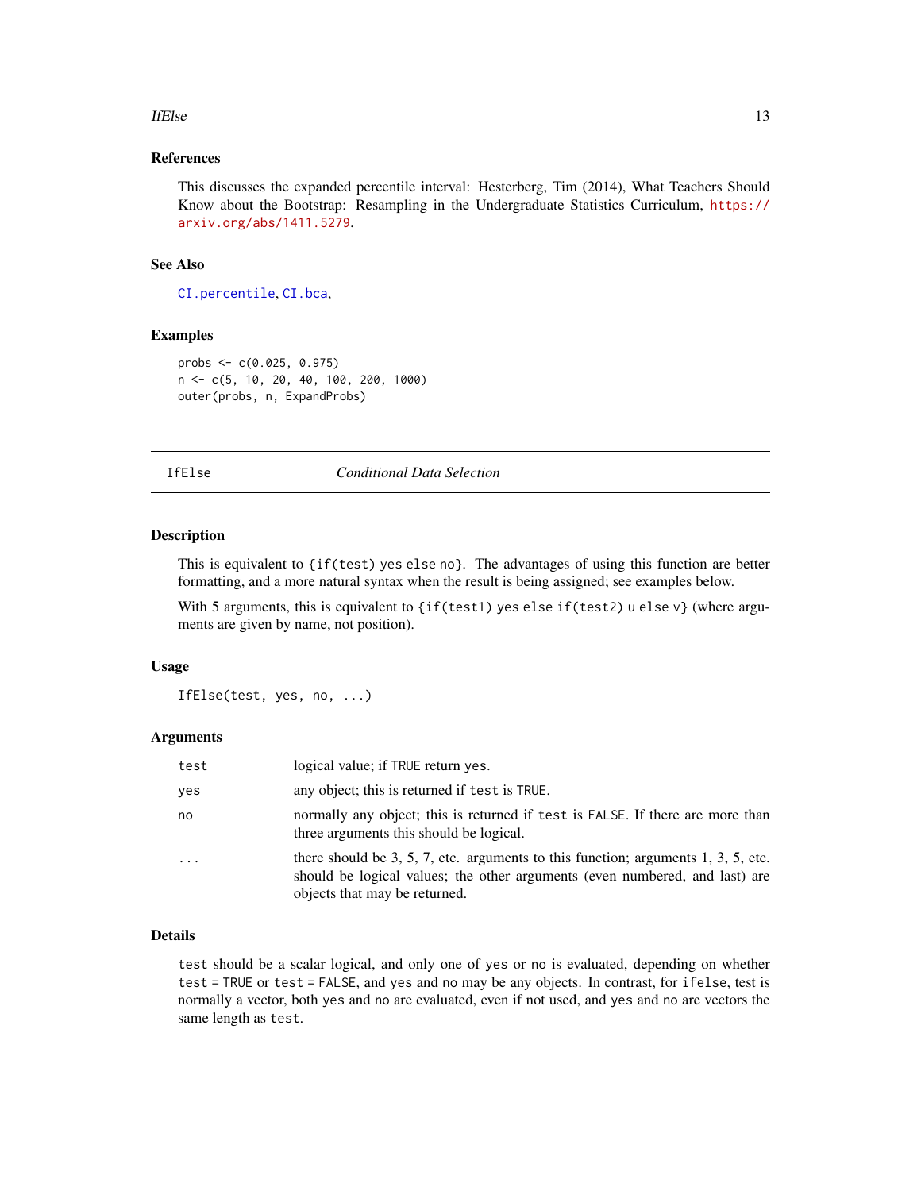### References

This discusses the expanded percentile interval: Hesterberg, Tim (2014), What Teachers Should Know about the Bootstrap: Resampling in the Undergraduate Statistics Curriculum, https://arxiv.org/abs/1411.5279.

### See Also

`CI.percentile`, `CI.bca`,

### Examples

```
probs <- c(0.025, 0.975)
n <- c(5, 10, 20, 40, 100, 200, 1000)
outer(probs, n, ExpandProbs)
```

---

## IfElse — *Conditional Data Selection*

---

### Description

This is equivalent to `{if(test) yes else no}`. The advantages of using this function are better formatting, and a more natural syntax when the result is being assigned; see examples below.

With 5 arguments, this is equivalent to `{if(test1) yes else if(test2) u else v}` (where arguments are given by name, not position).

### Usage

```
IfElse(test, yes, no, ...)
```

### Arguments

| | |
|---|---|
| `test` | logical value; if `TRUE` return `yes`. |
| `yes` | any object; this is returned if `test` is `TRUE`. |
| `no` | normally any object; this is returned if `test` is `FALSE`. If there are more than three arguments this should be logical. |
| `...` | there should be 3, 5, 7, etc. arguments to this function; arguments 1, 3, 5, etc. should be logical values; the other arguments (even numbered, and last) are objects that may be returned. |

### Details

`test` should be a scalar logical, and only one of `yes` or `no` is evaluated, depending on whether `test = TRUE` or `test = FALSE`, and `yes` and `no` may be any objects. In contrast, for `ifelse`, test is normally a vector, both `yes` and `no` are evaluated, even if not used, and `yes` and `no` are vectors the same length as `test`.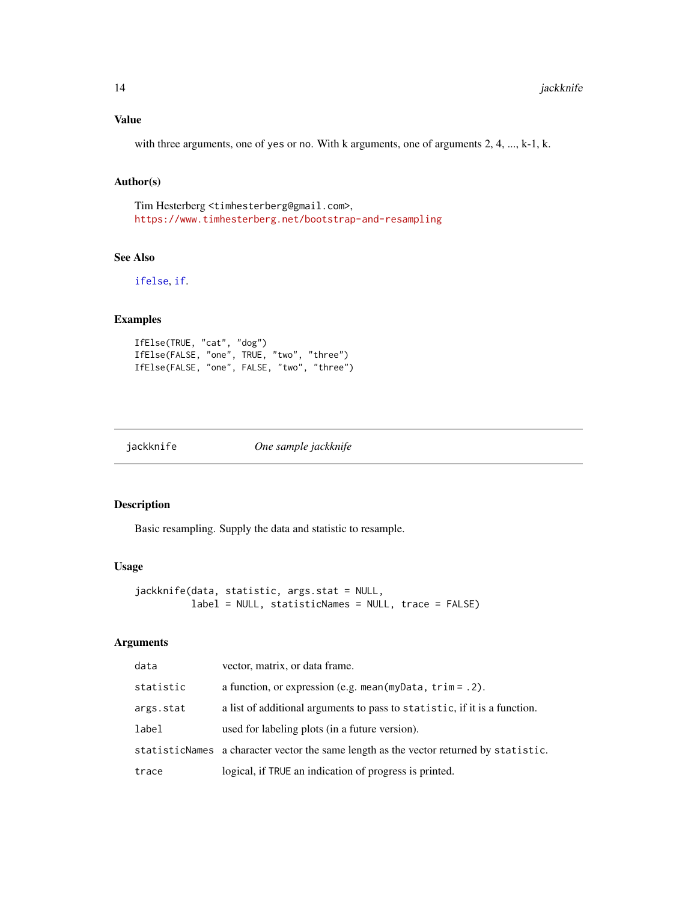### Value

with three arguments, one of yes or no. With k arguments, one of arguments 2, 4, ..., k-1, k.

### Author(s)

Tim Hesterberg <timhesterberg@gmail.com>,
https://www.timhesterberg.net/bootstrap-and-resampling

### See Also

ifelse, if.

### Examples

```
IfElse(TRUE, "cat", "dog")
IfElse(FALSE, "one", TRUE, "two", "three")
IfElse(FALSE, "one", FALSE, "two", "three")
```

---

## jackknife — *One sample jackknife*

---

### Description

Basic resampling. Supply the data and statistic to resample.

### Usage

```
jackknife(data, statistic, args.stat = NULL,
          label = NULL, statisticNames = NULL, trace = FALSE)
```

### Arguments

| | |
|---|---|
| data | vector, matrix, or data frame. |
| statistic | a function, or expression (e.g. mean(myData, trim = .2). |
| args.stat | a list of additional arguments to pass to statistic, if it is a function. |
| label | used for labeling plots (in a future version). |
| statisticNames | a character vector the same length as the vector returned by statistic. |
| trace | logical, if TRUE an indication of progress is printed. |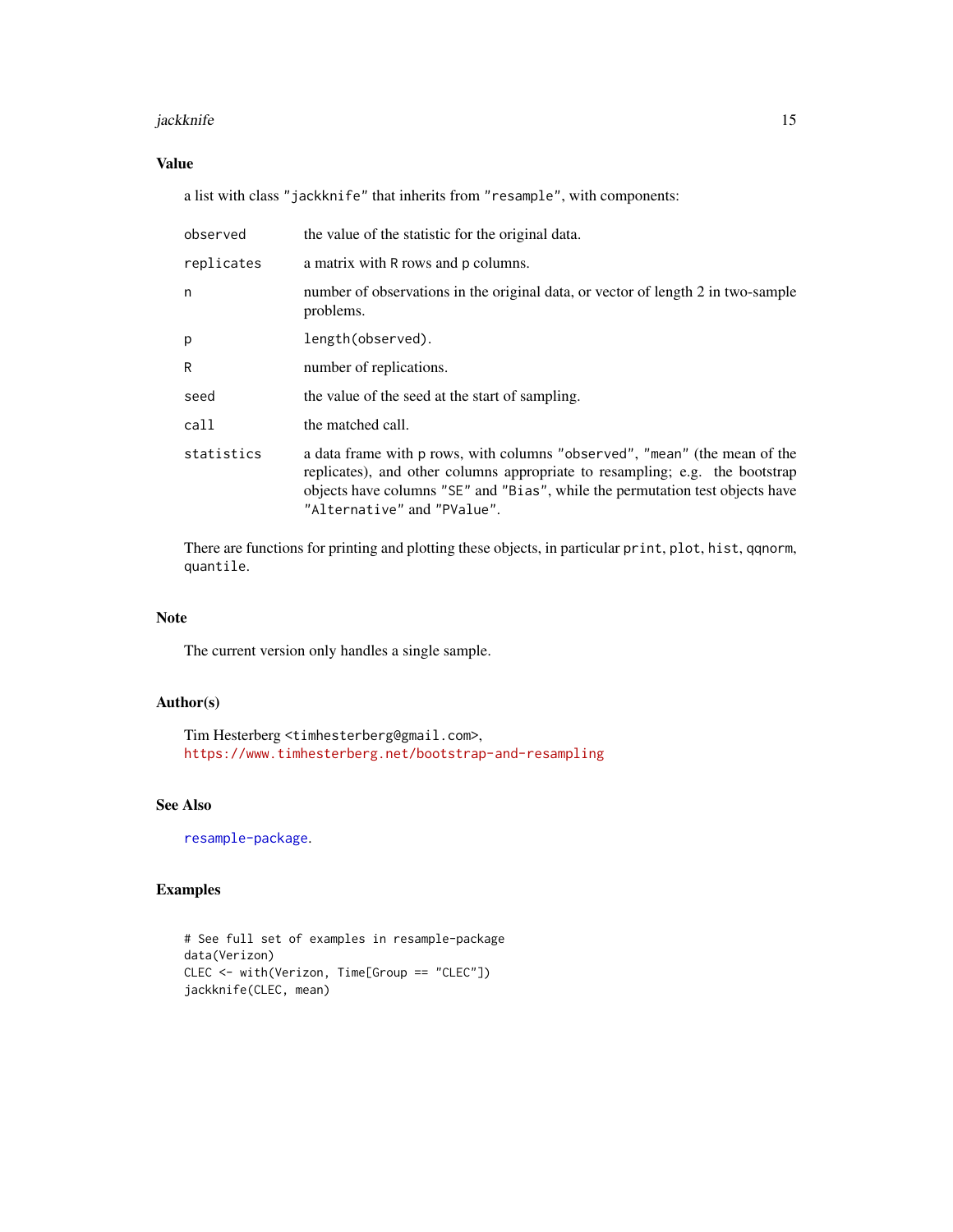## Value

a list with class "jackknife" that inherits from "resample", with components:

| | |
|---|---|
| observed | the value of the statistic for the original data. |
| replicates | a matrix with R rows and p columns. |
| n | number of observations in the original data, or vector of length 2 in two-sample problems. |
| p | length(observed). |
| R | number of replications. |
| seed | the value of the seed at the start of sampling. |
| call | the matched call. |
| statistics | a data frame with p rows, with columns "observed", "mean" (the mean of the replicates), and other columns appropriate to resampling; e.g. the bootstrap objects have columns "SE" and "Bias", while the permutation test objects have "Alternative" and "PValue". |

There are functions for printing and plotting these objects, in particular `print`, `plot`, `hist`, `qqnorm`, `quantile`.

## Note

The current version only handles a single sample.

## Author(s)

Tim Hesterberg <timhesterberg@gmail.com>,
https://www.timhesterberg.net/bootstrap-and-resampling

## See Also

resample-package.

## Examples

```
# See full set of examples in resample-package
data(Verizon)
CLEC <- with(Verizon, Time[Group == "CLEC"])
jackknife(CLEC, mean)
```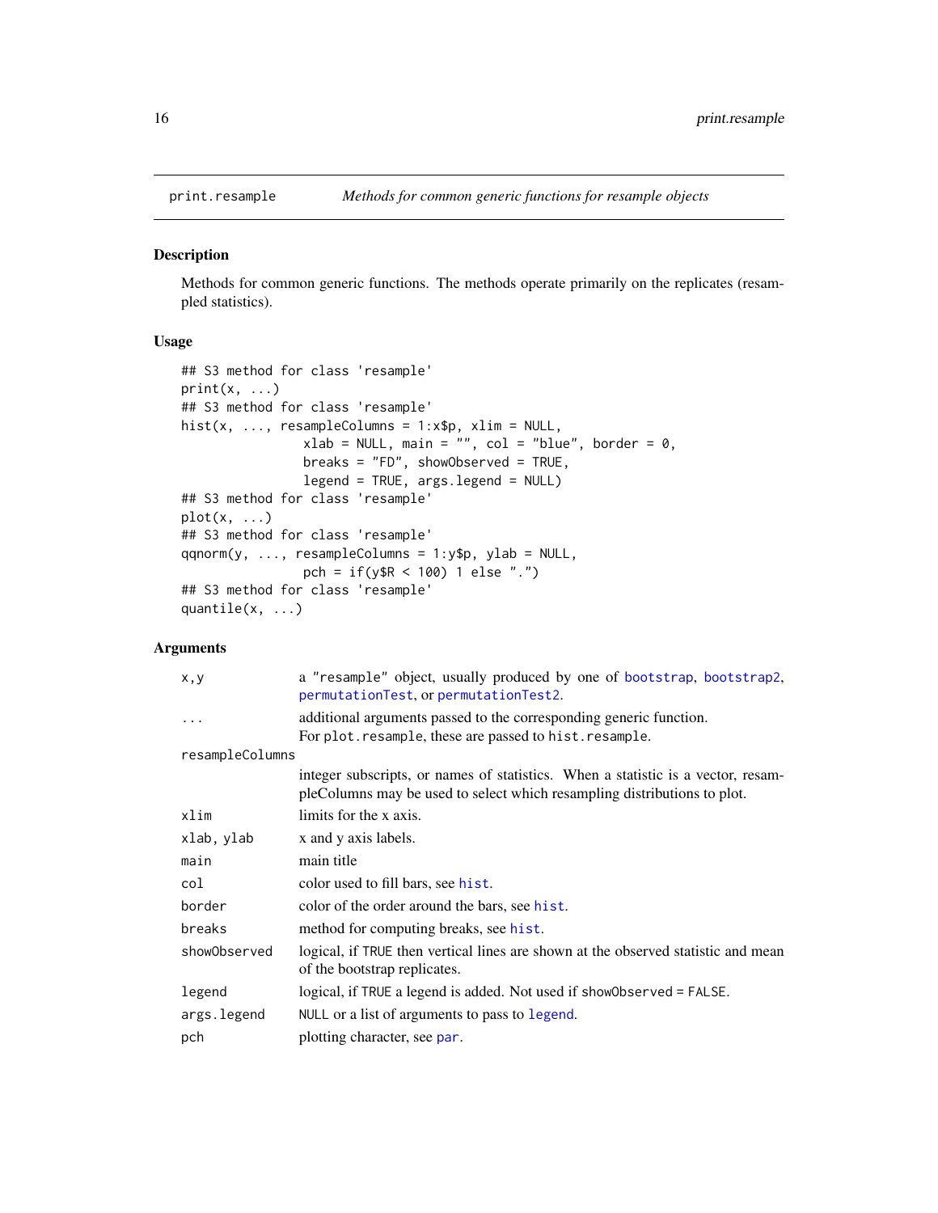print.resample — *Methods for common generic functions for resample objects*

## Description

Methods for common generic functions. The methods operate primarily on the replicates (resampled statistics).

## Usage

```
## S3 method for class 'resample'
print(x, ...)
## S3 method for class 'resample'
hist(x, ..., resampleColumns = 1:x$p, xlim = NULL,
                xlab = NULL, main = "", col = "blue", border = 0,
                breaks = "FD", showObserved = TRUE,
                legend = TRUE, args.legend = NULL)
## S3 method for class 'resample'
plot(x, ...)
## S3 method for class 'resample'
qqnorm(y, ..., resampleColumns = 1:y$p, ylab = NULL,
                pch = if(y$R < 100) 1 else ".")
## S3 method for class 'resample'
quantile(x, ...)
```

## Arguments

| | |
|---|---|
| `x,y` | a "resample" object, usually produced by one of `bootstrap`, `bootstrap2`, `permutationTest`, or `permutationTest2`. |
| `...` | additional arguments passed to the corresponding generic function. For `plot.resample`, these are passed to `hist.resample`. |
| `resampleColumns` | integer subscripts, or names of statistics. When a statistic is a vector, resampleColumns may be used to select which resampling distributions to plot. |
| `xlim` | limits for the x axis. |
| `xlab, ylab` | x and y axis labels. |
| `main` | main title |
| `col` | color used to fill bars, see `hist`. |
| `border` | color of the order around the bars, see `hist`. |
| `breaks` | method for computing breaks, see `hist`. |
| `showObserved` | logical, if `TRUE` then vertical lines are shown at the observed statistic and mean of the bootstrap replicates. |
| `legend` | logical, if `TRUE` a legend is added. Not used if `showObserved = FALSE`. |
| `args.legend` | `NULL` or a list of arguments to pass to `legend`. |
| `pch` | plotting character, see `par`. |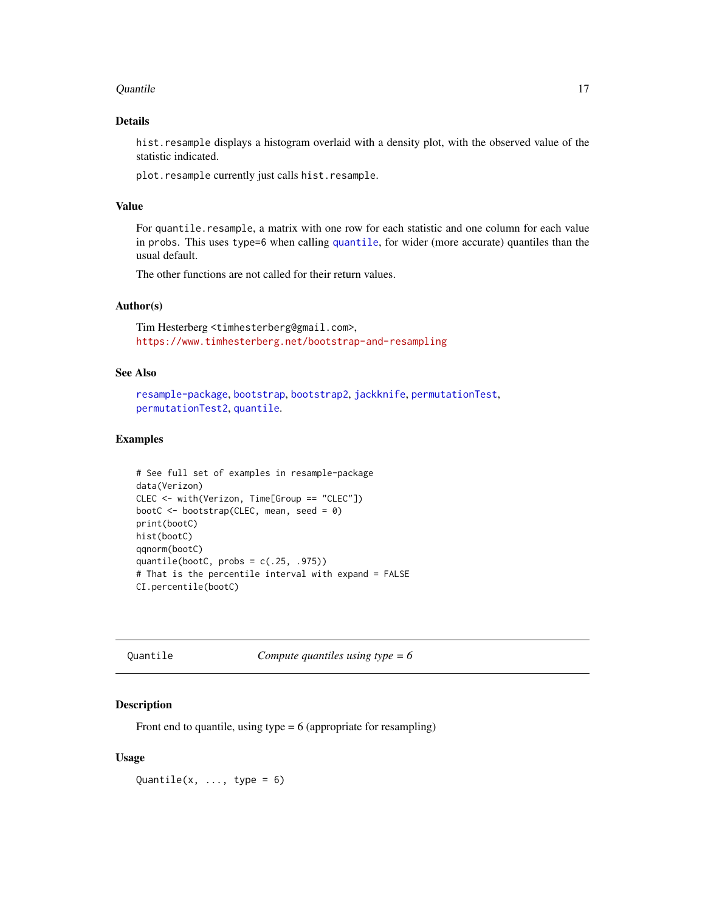### Details

`hist.resample` displays a histogram overlaid with a density plot, with the observed value of the statistic indicated.

`plot.resample` currently just calls `hist.resample`.

### Value

For `quantile.resample`, a matrix with one row for each statistic and one column for each value in `probs`. This uses `type=6` when calling `quantile`, for wider (more accurate) quantiles than the usual default.

The other functions are not called for their return values.

### Author(s)

Tim Hesterberg <timhesterberg@gmail.com>,
https://www.timhesterberg.net/bootstrap-and-resampling

### See Also

`resample-package`, `bootstrap`, `bootstrap2`, `jackknife`, `permutationTest`, `permutationTest2`, `quantile`.

### Examples

```
# See full set of examples in resample-package
data(Verizon)
CLEC <- with(Verizon, Time[Group == "CLEC"])
bootC <- bootstrap(CLEC, mean, seed = 0)
print(bootC)
hist(bootC)
qqnorm(bootC)
quantile(bootC, probs = c(.25, .975))
# That is the percentile interval with expand = FALSE
CI.percentile(bootC)
```

---

## Quantile — *Compute quantiles using type = 6*

---

### Description

Front end to quantile, using type = 6 (appropriate for resampling)

### Usage

```
Quantile(x, ..., type = 6)
```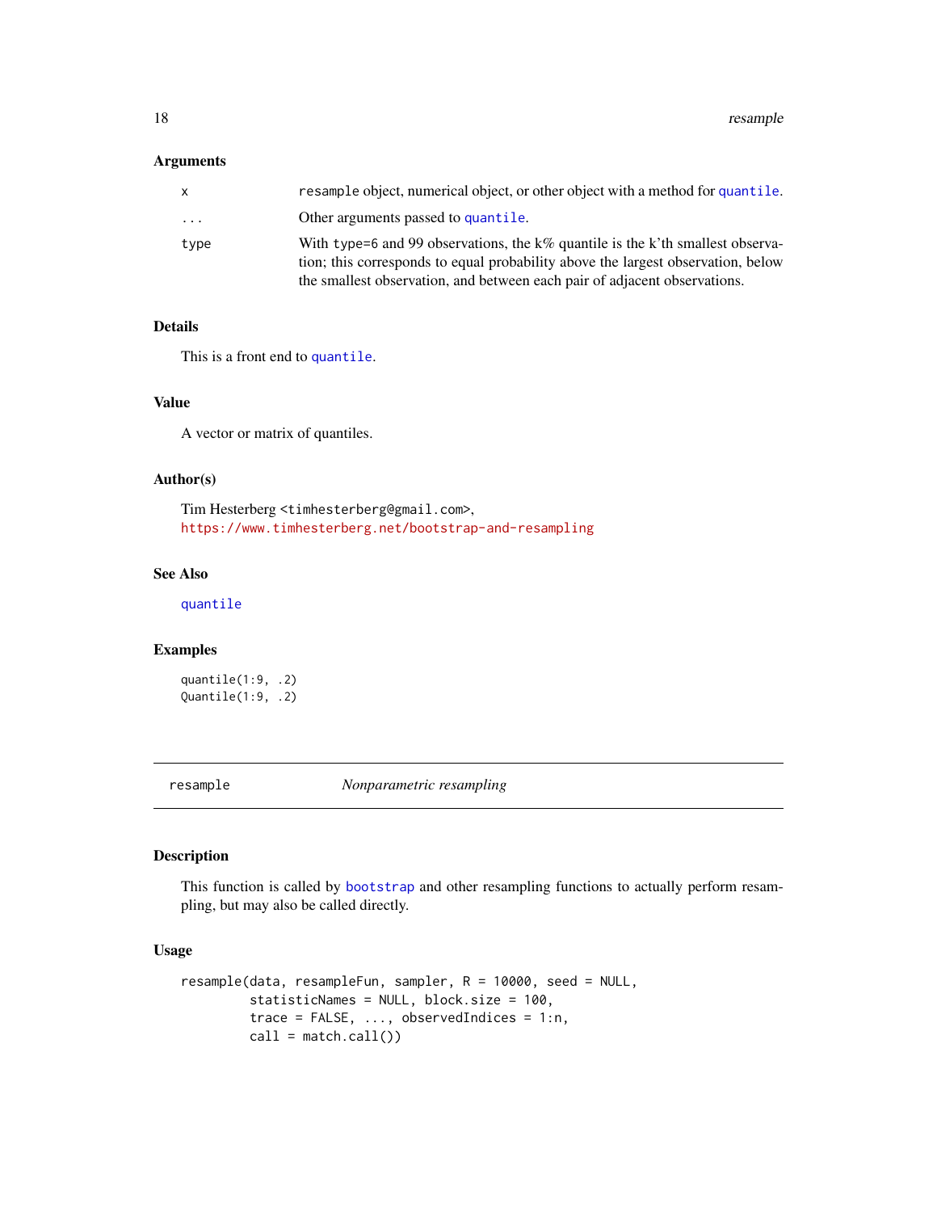### Arguments

| | |
|---|---|
| x | resample object, numerical object, or other object with a method for quantile. |
| ... | Other arguments passed to quantile. |
| type | With type=6 and 99 observations, the k% quantile is the k'th smallest observation; this corresponds to equal probability above the largest observation, below the smallest observation, and between each pair of adjacent observations. |

### Details

This is a front end to quantile.

### Value

A vector or matrix of quantiles.

### Author(s)

Tim Hesterberg <timhesterberg@gmail.com>,
https://www.timhesterberg.net/bootstrap-and-resampling

### See Also

quantile

### Examples

```
quantile(1:9, .2)
Quantile(1:9, .2)
```

---

## resample — *Nonparametric resampling*

### Description

This function is called by bootstrap and other resampling functions to actually perform resampling, but may also be called directly.

### Usage

```
resample(data, resampleFun, sampler, R = 10000, seed = NULL,
         statisticNames = NULL, block.size = 100,
         trace = FALSE, ..., observedIndices = 1:n,
         call = match.call())
```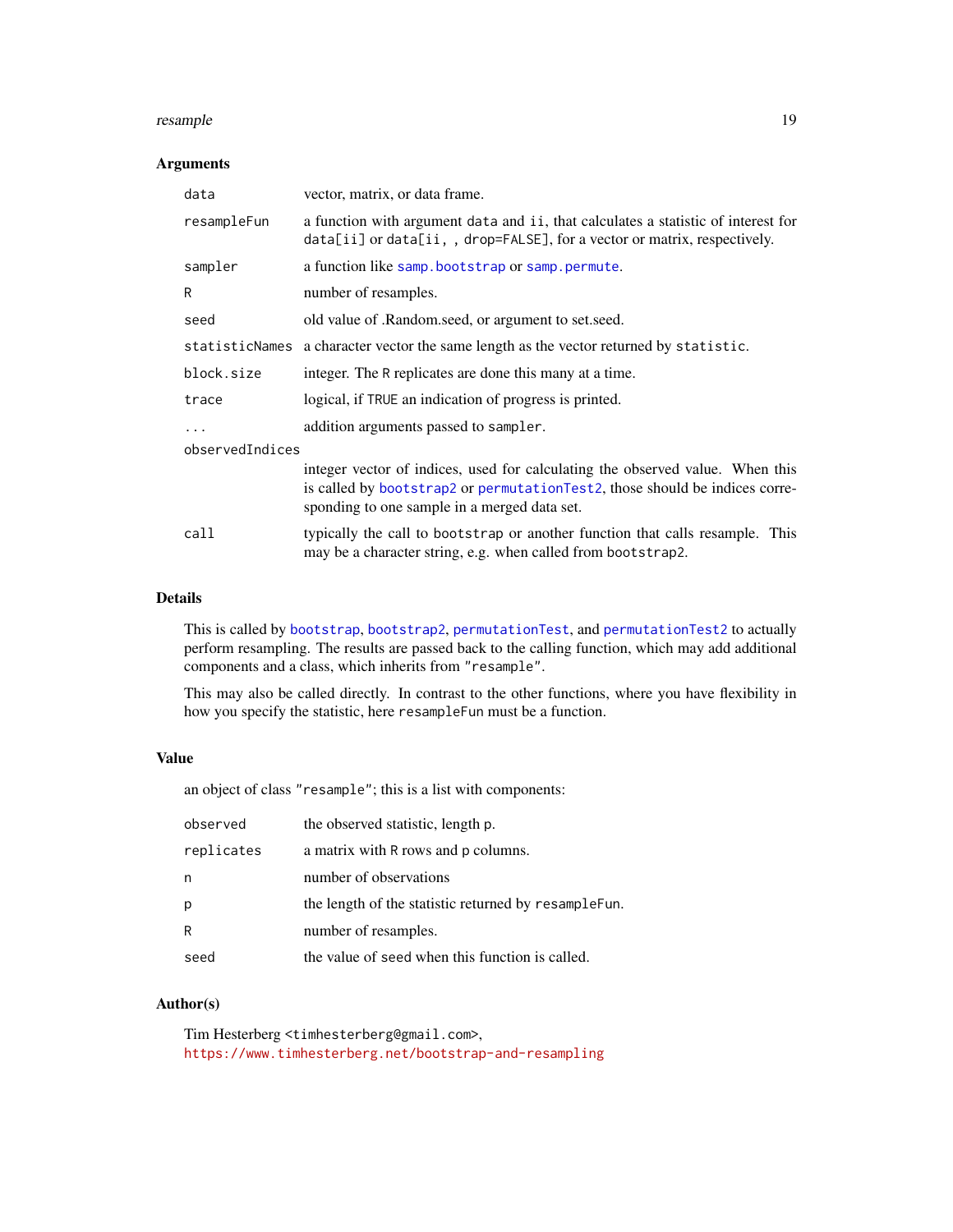### Arguments

| | |
|---|---|
| `data` | vector, matrix, or data frame. |
| `resampleFun` | a function with argument `data` and `ii`, that calculates a statistic of interest for `data[ii]` or `data[ii, , drop=FALSE]`, for a vector or matrix, respectively. |
| `sampler` | a function like `samp.bootstrap` or `samp.permute`. |
| `R` | number of resamples. |
| `seed` | old value of .Random.seed, or argument to set.seed. |
| `statisticNames` | a character vector the same length as the vector returned by `statistic`. |
| `block.size` | integer. The `R` replicates are done this many at a time. |
| `trace` | logical, if `TRUE` an indication of progress is printed. |
| `...` | addition arguments passed to `sampler`. |
| `observedIndices` | integer vector of indices, used for calculating the observed value. When this is called by `bootstrap2` or `permutationTest2`, those should be indices corresponding to one sample in a merged data set. |
| `call` | typically the call to `bootstrap` or another function that calls resample. This may be a character string, e.g. when called from `bootstrap2`. |

### Details

This is called by `bootstrap`, `bootstrap2`, `permutationTest`, and `permutationTest2` to actually perform resampling. The results are passed back to the calling function, which may add additional components and a class, which inherits from `"resample"`.

This may also be called directly. In contrast to the other functions, where you have flexibility in how you specify the statistic, here `resampleFun` must be a function.

### Value

an object of class `"resample"`; this is a list with components:

| | |
|---|---|
| `observed` | the observed statistic, length `p`. |
| `replicates` | a matrix with `R` rows and `p` columns. |
| `n` | number of observations |
| `p` | the length of the statistic returned by `resampleFun`. |
| `R` | number of resamples. |
| `seed` | the value of `seed` when this function is called. |

### Author(s)

Tim Hesterberg <timhesterberg@gmail.com>,
https://www.timhesterberg.net/bootstrap-and-resampling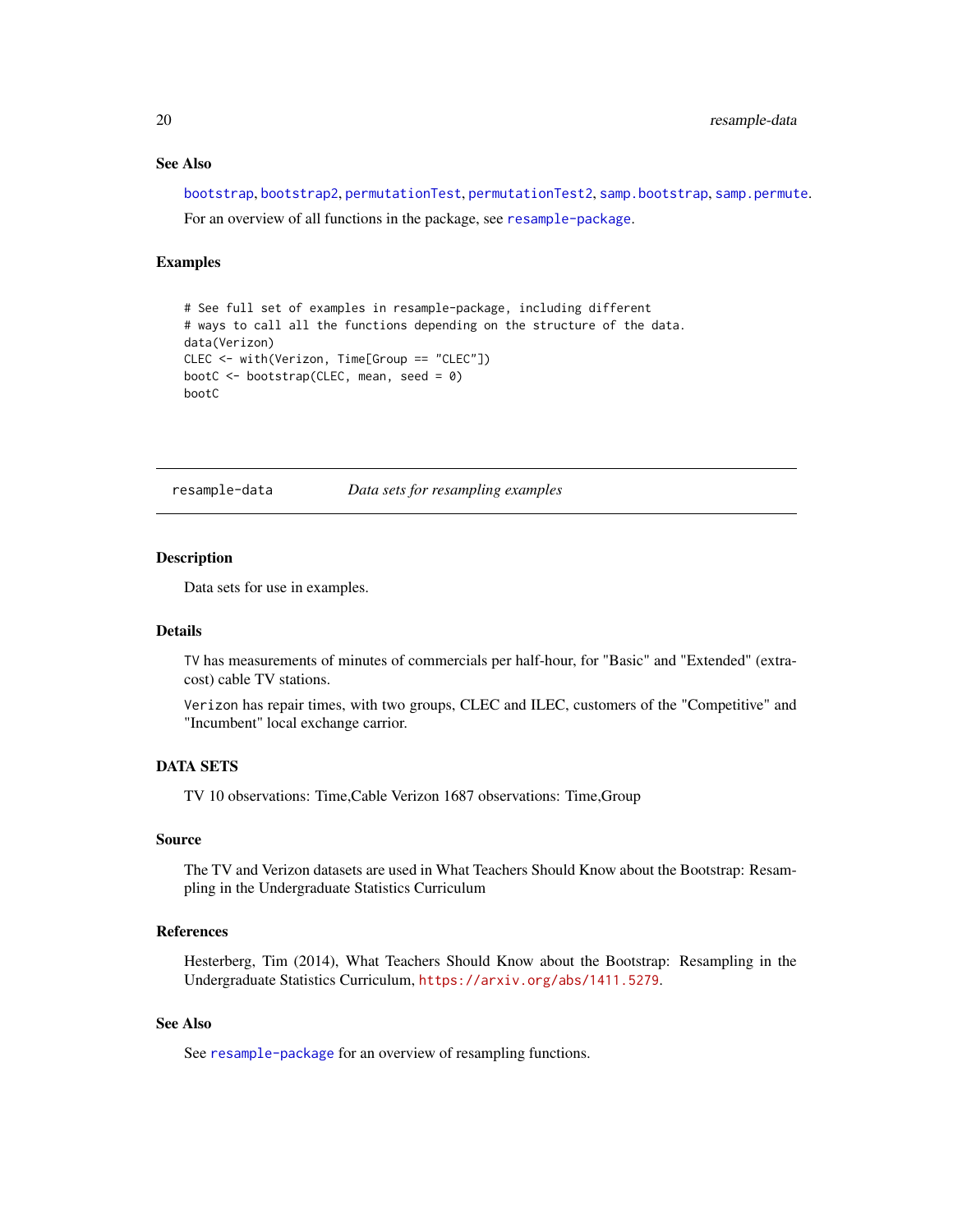## See Also

bootstrap, bootstrap2, permutationTest, permutationTest2, samp.bootstrap, samp.permute.

For an overview of all functions in the package, see resample-package.

## Examples

```
# See full set of examples in resample-package, including different
# ways to call all the functions depending on the structure of the data.
data(Verizon)
CLEC <- with(Verizon, Time[Group == "CLEC"])
bootC <- bootstrap(CLEC, mean, seed = 0)
bootC
```

---

# resample-data — *Data sets for resampling examples*

---

## Description

Data sets for use in examples.

## Details

TV has measurements of minutes of commercials per half-hour, for "Basic" and "Extended" (extra-cost) cable TV stations.

Verizon has repair times, with two groups, CLEC and ILEC, customers of the "Competitive" and "Incumbent" local exchange carrior.

## DATA SETS

TV 10 observations: Time,Cable Verizon 1687 observations: Time,Group

## Source

The TV and Verizon datasets are used in What Teachers Should Know about the Bootstrap: Resampling in the Undergraduate Statistics Curriculum

## References

Hesterberg, Tim (2014), What Teachers Should Know about the Bootstrap: Resampling in the Undergraduate Statistics Curriculum, https://arxiv.org/abs/1411.5279.

## See Also

See resample-package for an overview of resampling functions.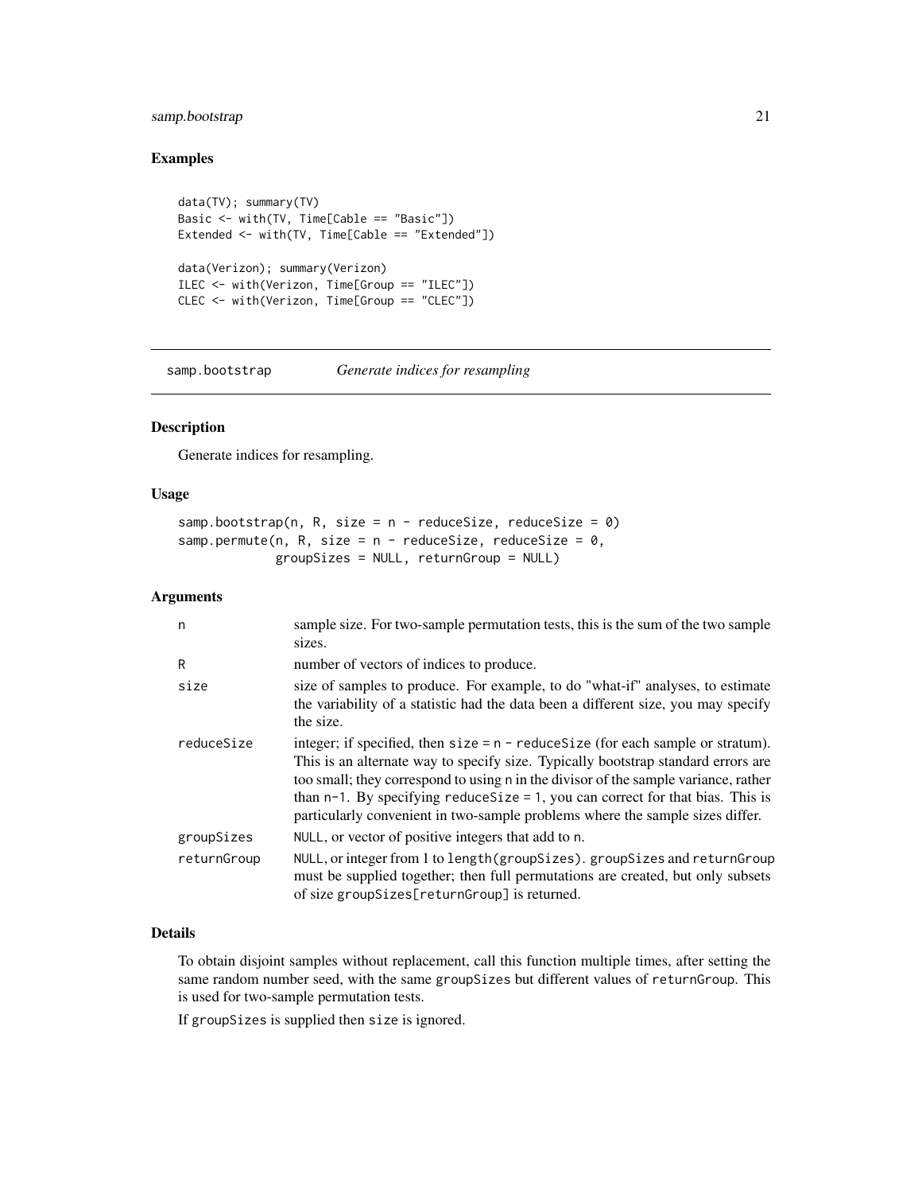## Examples

```
data(TV); summary(TV)
Basic <- with(TV, Time[Cable == "Basic"])
Extended <- with(TV, Time[Cable == "Extended"])

data(Verizon); summary(Verizon)
ILEC <- with(Verizon, Time[Group == "ILEC"])
CLEC <- with(Verizon, Time[Group == "CLEC"])
```

---

# samp.bootstrap — *Generate indices for resampling*

---

### Description

Generate indices for resampling.

### Usage

```
samp.bootstrap(n, R, size = n - reduceSize, reduceSize = 0)
samp.permute(n, R, size = n - reduceSize, reduceSize = 0,
             groupSizes = NULL, returnGroup = NULL)
```

### Arguments

| | |
|---|---|
| `n` | sample size. For two-sample permutation tests, this is the sum of the two sample sizes. |
| `R` | number of vectors of indices to produce. |
| `size` | size of samples to produce. For example, to do "what-if" analyses, to estimate the variability of a statistic had the data been a different size, you may specify the size. |
| `reduceSize` | integer; if specified, then `size = n - reduceSize` (for each sample or stratum). This is an alternate way to specify size. Typically bootstrap standard errors are too small; they correspond to using `n` in the divisor of the sample variance, rather than `n-1`. By specifying `reduceSize = 1`, you can correct for that bias. This is particularly convenient in two-sample problems where the sample sizes differ. |
| `groupSizes` | `NULL`, or vector of positive integers that add to `n`. |
| `returnGroup` | `NULL`, or integer from 1 to `length(groupSizes)`. `groupSizes` and `returnGroup` must be supplied together; then full permutations are created, but only subsets of size `groupSizes[returnGroup]` is returned. |

### Details

To obtain disjoint samples without replacement, call this function multiple times, after setting the same random number seed, with the same `groupSizes` but different values of `returnGroup`. This is used for two-sample permutation tests.

If `groupSizes` is supplied then `size` is ignored.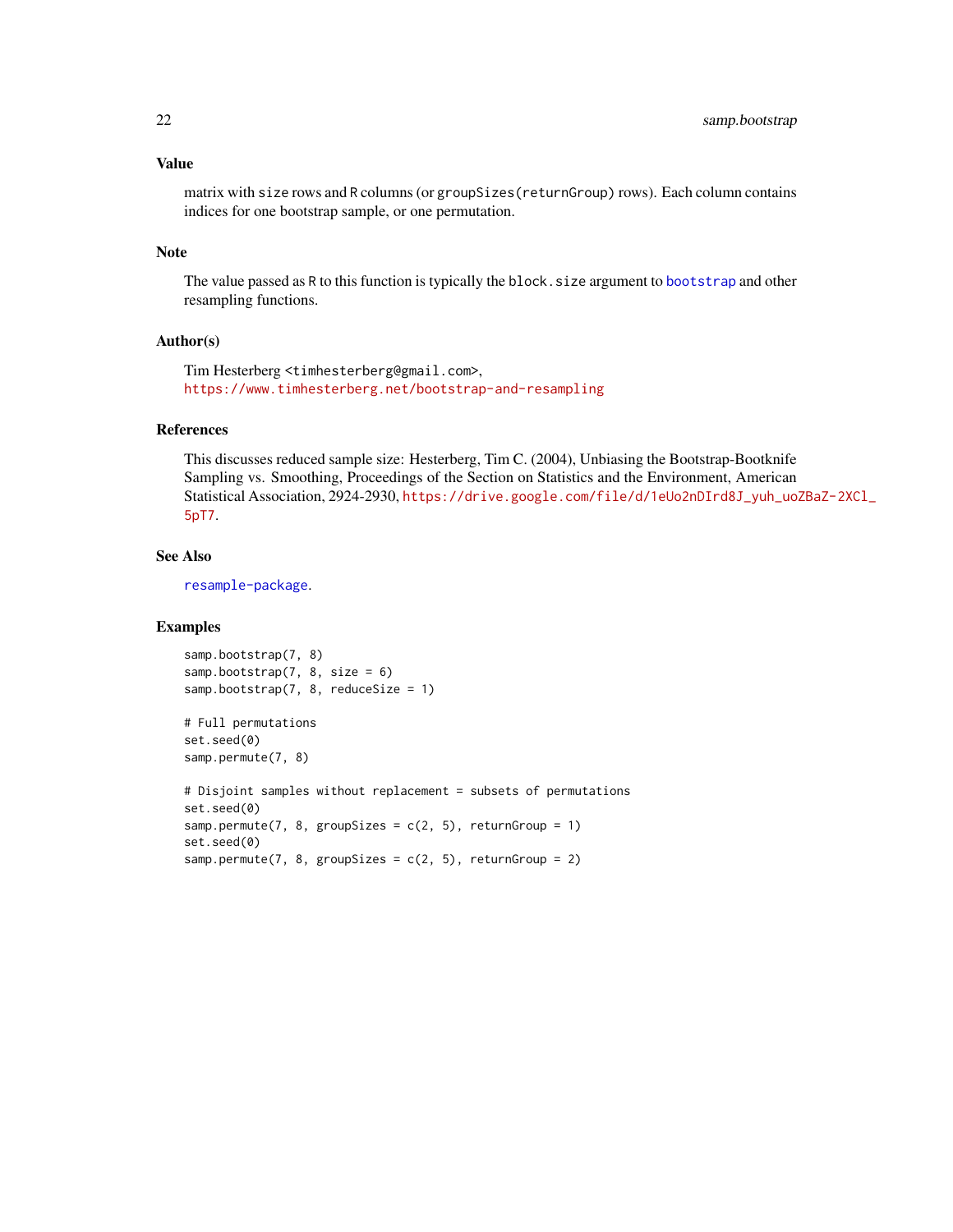### Value

matrix with `size` rows and `R` columns (or `groupSizes(returnGroup)` rows). Each column contains indices for one bootstrap sample, or one permutation.

### Note

The value passed as `R` to this function is typically the `block.size` argument to `bootstrap` and other resampling functions.

### Author(s)

Tim Hesterberg <timhesterberg@gmail.com>,
https://www.timhesterberg.net/bootstrap-and-resampling

### References

This discusses reduced sample size: Hesterberg, Tim C. (2004), Unbiasing the Bootstrap-Bootknife Sampling vs. Smoothing, Proceedings of the Section on Statistics and the Environment, American Statistical Association, 2924-2930, https://drive.google.com/file/d/1eUo2nDIrd8J_yuh_uoZBaZ-2XCl_5pT7.

### See Also

`resample-package`.

### Examples

```
samp.bootstrap(7, 8)
samp.bootstrap(7, 8, size = 6)
samp.bootstrap(7, 8, reduceSize = 1)

# Full permutations
set.seed(0)
samp.permute(7, 8)

# Disjoint samples without replacement = subsets of permutations
set.seed(0)
samp.permute(7, 8, groupSizes = c(2, 5), returnGroup = 1)
set.seed(0)
samp.permute(7, 8, groupSizes = c(2, 5), returnGroup = 2)
```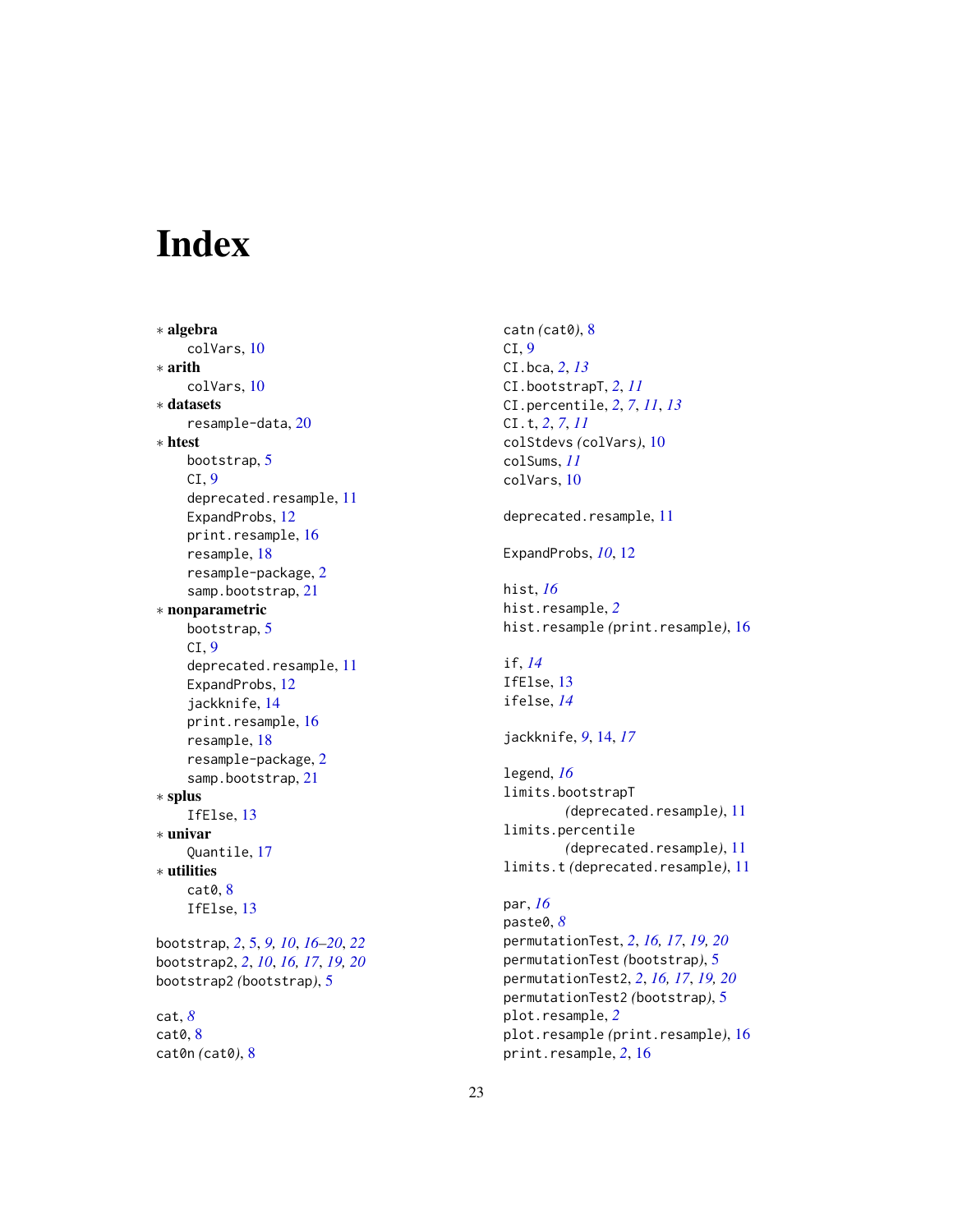# Index

∗ **algebra**
  colVars, 10
∗ **arith**
  colVars, 10
∗ **datasets**
  resample-data, 20
∗ **htest**
  bootstrap, 5
  CI, 9
  deprecated.resample, 11
  ExpandProbs, 12
  print.resample, 16
  resample, 18
  resample-package, 2
  samp.bootstrap, 21
∗ **nonparametric**
  bootstrap, 5
  CI, 9
  deprecated.resample, 11
  ExpandProbs, 12
  jackknife, 14
  print.resample, 16
  resample, 18
  resample-package, 2
  samp.bootstrap, 21
∗ **splus**
  IfElse, 13
∗ **univar**
  Quantile, 17
∗ **utilities**
  cat0, 8
  IfElse, 13

bootstrap, *2*, 5, *9, 10*, *16–20*, *22*
bootstrap2, *2*, *10*, *16, 17*, *19, 20*
bootstrap2 *(*bootstrap*)*, 5

cat, *8*
cat0, 8
cat0n *(*cat0*)*, 8
catn *(*cat0*)*, 8
CI, 9
CI.bca, *2*, *13*
CI.bootstrapT, *2*, *11*
CI.percentile, *2*, *7*, *11*, *13*
CI.t, *2*, *7*, *11*
colStdevs *(*colVars*)*, 10
colSums, *11*
colVars, 10

deprecated.resample, 11

ExpandProbs, *10*, 12

hist, *16*
hist.resample, *2*
hist.resample *(*print.resample*)*, 16

if, *14*
IfElse, 13
ifelse, *14*

jackknife, *9*, 14, *17*

legend, *16*
limits.bootstrapT *(*deprecated.resample*)*, 11
limits.percentile *(*deprecated.resample*)*, 11
limits.t *(*deprecated.resample*)*, 11

par, *16*
paste0, *8*
permutationTest, *2*, *16, 17*, *19, 20*
permutationTest *(*bootstrap*)*, 5
permutationTest2, *2*, *16, 17*, *19, 20*
permutationTest2 *(*bootstrap*)*, 5
plot.resample, *2*
plot.resample *(*print.resample*)*, 16
print.resample, *2*, 16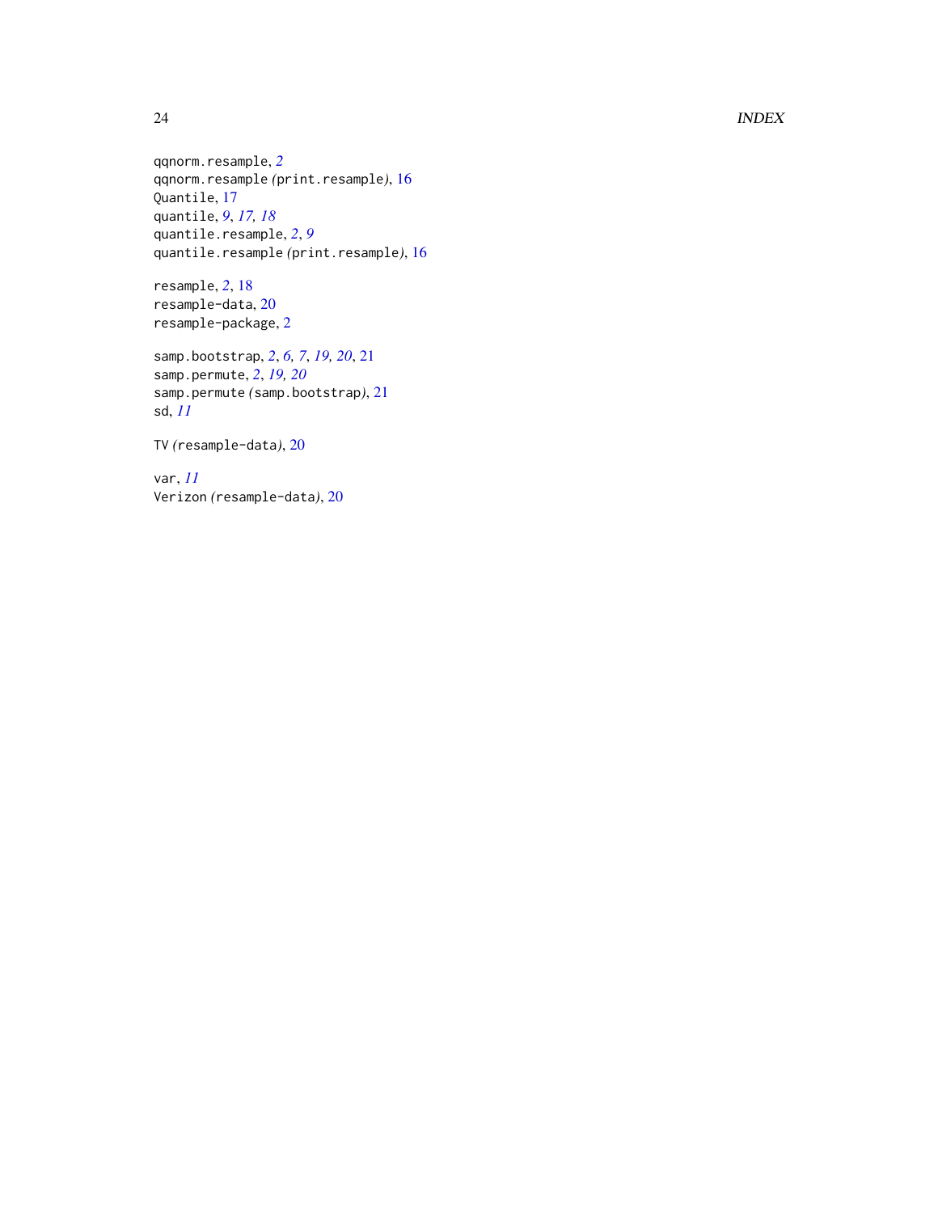qqnorm.resample, *2*
qqnorm.resample (print.resample), 16
Quantile, 17
quantile, *9*, *17, 18*
quantile.resample, *2*, *9*
quantile.resample (print.resample), 16

resample, *2*, 18
resample-data, 20
resample-package, 2

samp.bootstrap, *2*, *6, 7*, *19, 20*, 21
samp.permute, *2*, *19, 20*
samp.permute (samp.bootstrap), 21
sd, *11*

TV (resample-data), 20

var, *11*
Verizon (resample-data), 20